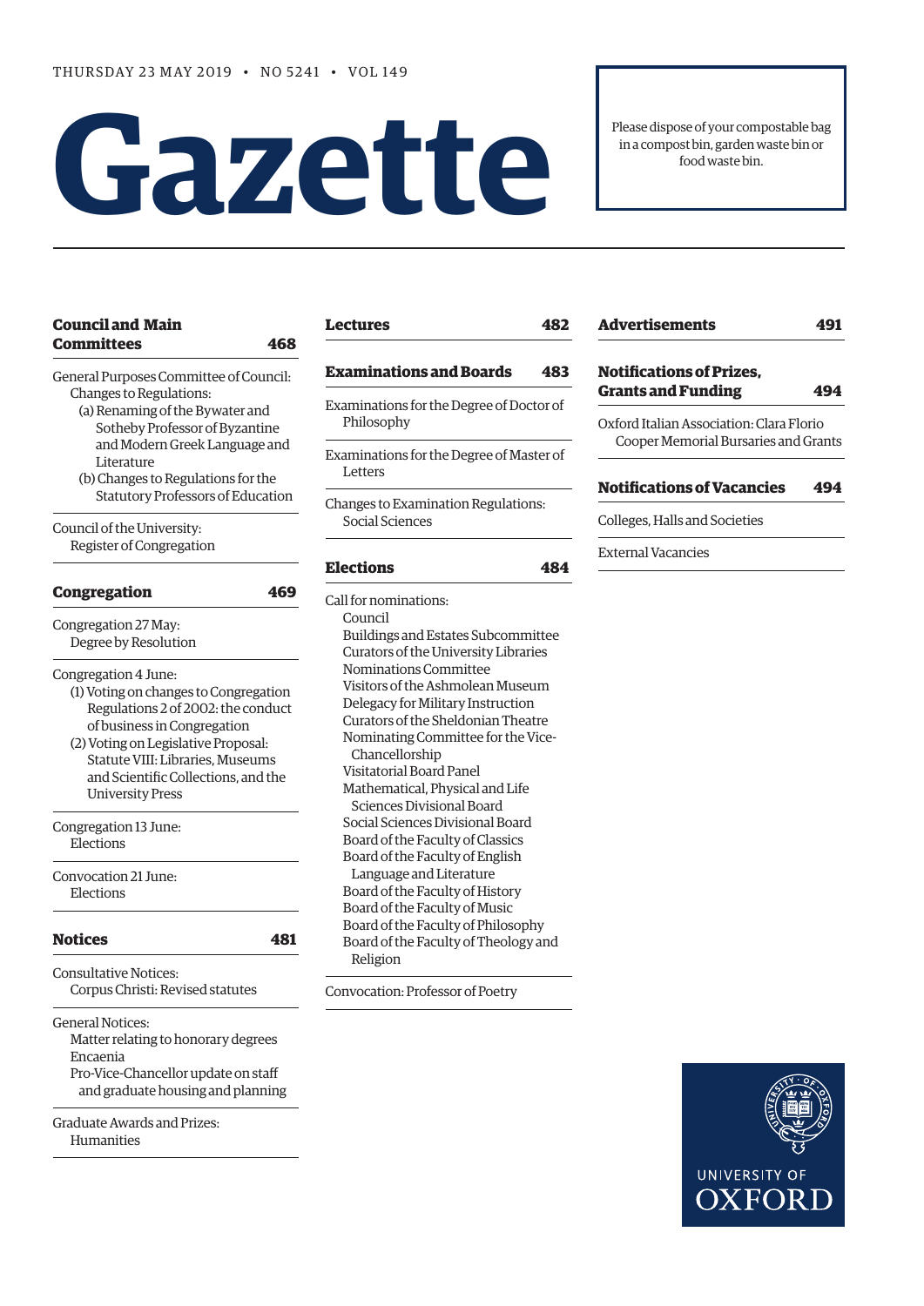THURSDAY 23 MAY 2019 • NO 5241 • VOL 149

# Gazette

Please dispose of your compostable bag in a compost bin, garden waste bin or food waste bin.

## Council and Main Committees 468

General Purposes Committee of Council:
- Changes to Regulations:
  - (a) Renaming of the Bywater and Sotheby Professor of Byzantine and Modern Greek Language and Literature
  - (b) Changes to Regulations for the Statutory Professors of Education

Council of the University:
- Register of Congregation

## Congregation 469

Congregation 27 May:
- Degree by Resolution

Congregation 4 June:
- (1) Voting on changes to Congregation Regulations 2 of 2002: the conduct of business in Congregation
- (2) Voting on Legislative Proposal: Statute VIII: Libraries, Museums and Scientific Collections, and the University Press

Congregation 13 June:
- Elections

Convocation 21 June:
- Elections

## Notices 481

Consultative Notices:
- Corpus Christi: Revised statutes

General Notices:
- Matter relating to honorary degrees
- Encaenia
- Pro-Vice-Chancellor update on staff and graduate housing and planning

Graduate Awards and Prizes:
- Humanities

## Lectures 482

## Examinations and Boards 483

Examinations for the Degree of Doctor of Philosophy

Examinations for the Degree of Master of Letters

Changes to Examination Regulations:
- Social Sciences

## Elections 484

Call for nominations:
- Council
- Buildings and Estates Subcommittee
- Curators of the University Libraries
- Nominations Committee
- Visitors of the Ashmolean Museum
- Delegacy for Military Instruction
- Curators of the Sheldonian Theatre
- Nominating Committee for the Vice-Chancellorship
- Visitatorial Board Panel
- Mathematical, Physical and Life Sciences Divisional Board
- Social Sciences Divisional Board
- Board of the Faculty of Classics
- Board of the Faculty of English Language and Literature
- Board of the Faculty of History
- Board of the Faculty of Music
- Board of the Faculty of Philosophy
- Board of the Faculty of Theology and Religion

Convocation: Professor of Poetry

## Advertisements 491

## Notifications of Prizes, Grants and Funding 494

Oxford Italian Association: Clara Florio Cooper Memorial Bursaries and Grants

## Notifications of Vacancies 494

Colleges, Halls and Societies

External Vacancies

UNIVERSITY OF OXFORD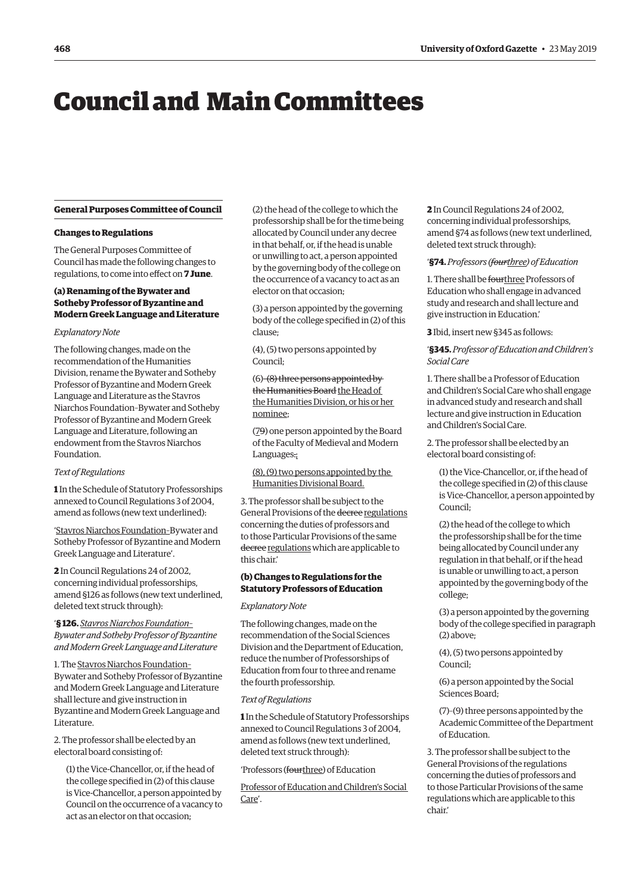# Council and Main Committees

## General Purposes Committee of Council

### Changes to Regulations

The General Purposes Committee of Council has made the following changes to regulations, to come into effect on **7 June**.

#### (a) Renaming of the Bywater and Sotheby Professor of Byzantine and Modern Greek Language and Literature

*Explanatory Note*

The following changes, made on the recommendation of the Humanities Division, rename the Bywater and Sotheby Professor of Byzantine and Modern Greek Language and Literature as the Stavros Niarchos Foundation–Bywater and Sotheby Professor of Byzantine and Modern Greek Language and Literature, following an endowment from the Stavros Niarchos Foundation.

*Text of Regulations*

**1** In the Schedule of Statutory Professorships annexed to Council Regulations 3 of 2004, amend as follows (new text underlined):

'<u>Stavros Niarchos Foundation–</u>Bywater and Sotheby Professor of Byzantine and Modern Greek Language and Literature'.

**2** In Council Regulations 24 of 2002, concerning individual professorships, amend §126 as follows (new text underlined, deleted text struck through):

'**§ 126.** *<u>Stavros Niarchos Foundation–</u>Bywater and Sotheby Professor of Byzantine and Modern Greek Language and Literature*

1. The <u>Stavros Niarchos Foundation–</u>Bywater and Sotheby Professor of Byzantine and Modern Greek Language and Literature shall lecture and give instruction in Byzantine and Modern Greek Language and Literature.

2. The professor shall be elected by an electoral board consisting of:

(1) the Vice-Chancellor, or, if the head of the college specified in (2) of this clause is Vice-Chancellor, a person appointed by Council on the occurrence of a vacancy to act as an elector on that occasion;

(2) the head of the college to which the professorship shall be for the time being allocated by Council under any decree in that behalf, or, if the head is unable or unwilling to act, a person appointed by the governing body of the college on the occurrence of a vacancy to act as an elector on that occasion;

(3) a person appointed by the governing body of the college specified in (2) of this clause;

(4), (5) two persons appointed by Council;

(6)~~–(8) three persons appointed by the Humanities Board~~ <u>the Head of the Humanities Division, or his or her nominee</u>;

(<u>7</u>~~9~~) one person appointed by the Board of the Faculty of Medieval and Modern Languages~~.~~<u>;</u>

<u>(8), (9) two persons appointed by the Humanities Divisional Board.</u>

3. The professor shall be subject to the General Provisions of the ~~decree~~ <u>regulations</u> concerning the duties of professors and to those Particular Provisions of the same ~~decree~~ <u>regulations</u> which are applicable to this chair.'

#### (b) Changes to Regulations for the Statutory Professors of Education

*Explanatory Note*

The following changes, made on the recommendation of the Social Sciences Division and the Department of Education, reduce the number of Professorships of Education from four to three and rename the fourth professorship.

*Text of Regulations*

**1** In the Schedule of Statutory Professorships annexed to Council Regulations 3 of 2004, amend as follows (new text underlined, deleted text struck through):

'Professors (~~four~~<u>three</u>) of Education

<u>Professor of Education and Children's Social Care</u>'.

**2** In Council Regulations 24 of 2002, concerning individual professorships, amend §74 as follows (new text underlined, deleted text struck through):

'**§74.** *Professors (~~four~~<u>three</u>) of Education*

1. There shall be ~~four~~<u>three</u> Professors of Education who shall engage in advanced study and research and shall lecture and give instruction in Education.'

**3** Ibid, insert new §345 as follows:

'**§345.** *Professor of Education and Children's Social Care*

1. There shall be a Professor of Education and Children's Social Care who shall engage in advanced study and research and shall lecture and give instruction in Education and Children's Social Care.

2. The professor shall be elected by an electoral board consisting of:

(1) the Vice-Chancellor, or, if the head of the college specified in (2) of this clause is Vice-Chancellor, a person appointed by Council;

(2) the head of the college to which the professorship shall be for the time being allocated by Council under any regulation in that behalf, or if the head is unable or unwilling to act, a person appointed by the governing body of the college;

(3) a person appointed by the governing body of the college specified in paragraph (2) above;

(4), (5) two persons appointed by Council;

(6) a person appointed by the Social Sciences Board;

(7)–(9) three persons appointed by the Academic Committee of the Department of Education.

3. The professor shall be subject to the General Provisions of the regulations concerning the duties of professors and to those Particular Provisions of the same regulations which are applicable to this chair.'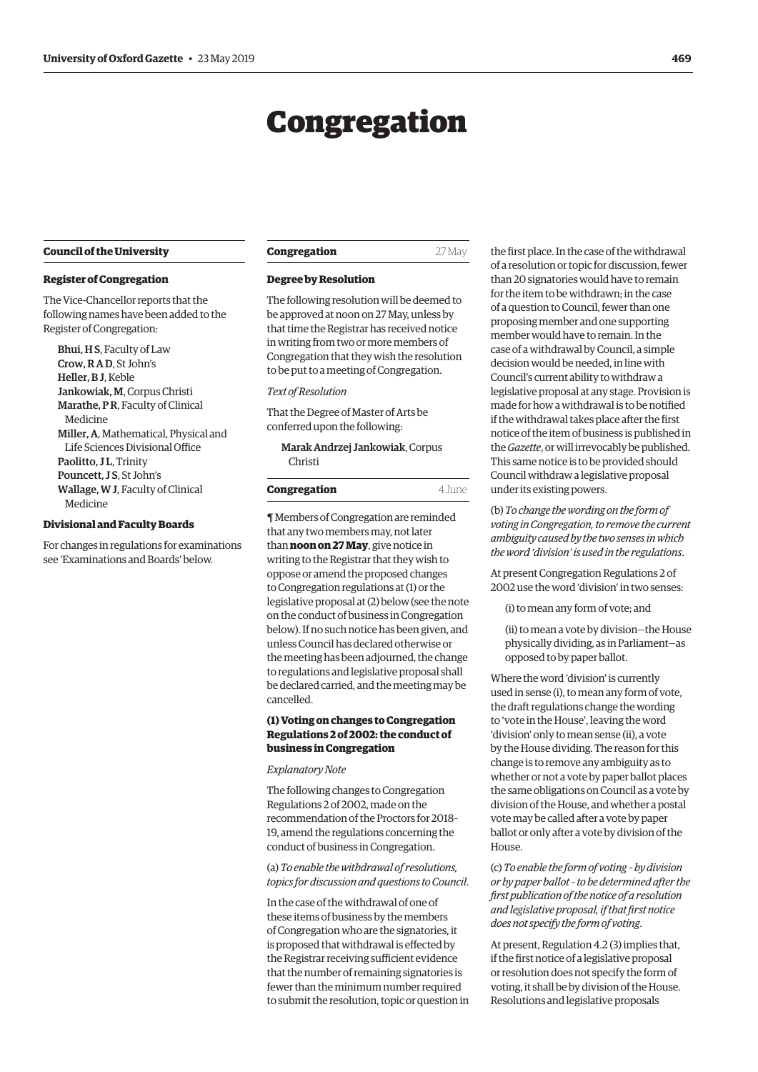# Congregation

## Council of the University

### Register of Congregation

The Vice-Chancellor reports that the following names have been added to the Register of Congregation:

- **Bhui, H S**, Faculty of Law
- **Crow, R A D**, St John's
- **Heller, B J**, Keble
- **Jankowiak, M**, Corpus Christi
- **Marathe, P R**, Faculty of Clinical Medicine
- **Miller, A**, Mathematical, Physical and Life Sciences Divisional Office
- **Paolitto, J L**, Trinity
- **Pouncett, J S**, St John's
- **Wallage, W J**, Faculty of Clinical Medicine

### Divisional and Faculty Boards

For changes in regulations for examinations see 'Examinations and Boards' below.

## Congregation — 27 May

### Degree by Resolution

The following resolution will be deemed to be approved at noon on 27 May, unless by that time the Registrar has received notice in writing from two or more members of Congregation that they wish the resolution to be put to a meeting of Congregation.

*Text of Resolution*

That the Degree of Master of Arts be conferred upon the following:

**Marak Andrzej Jankowiak**, Corpus Christi

## Congregation — 4 June

¶ Members of Congregation are reminded that any two members may, not later than **noon on 27 May**, give notice in writing to the Registrar that they wish to oppose or amend the proposed changes to Congregation regulations at (1) or the legislative proposal at (2) below (see the note on the conduct of business in Congregation below). If no such notice has been given, and unless Council has declared otherwise or the meeting has been adjourned, the change to regulations and legislative proposal shall be declared carried, and the meeting may be cancelled.

### (1) Voting on changes to Congregation Regulations 2 of 2002: the conduct of business in Congregation

*Explanatory Note*

The following changes to Congregation Regulations 2 of 2002, made on the recommendation of the Proctors for 2018–19, amend the regulations concerning the conduct of business in Congregation.

(a) *To enable the withdrawal of resolutions, topics for discussion and questions to Council*.

In the case of the withdrawal of one of these items of business by the members of Congregation who are the signatories, it is proposed that withdrawal is effected by the Registrar receiving sufficient evidence that the number of remaining signatories is fewer than the minimum number required to submit the resolution, topic or question in the first place. In the case of the withdrawal of a resolution or topic for discussion, fewer than 20 signatories would have to remain for the item to be withdrawn; in the case of a question to Council, fewer than one proposing member and one supporting member would have to remain. In the case of a withdrawal by Council, a simple decision would be needed, in line with Council's current ability to withdraw a legislative proposal at any stage. Provision is made for how a withdrawal is to be notified if the withdrawal takes place after the first notice of the item of business is published in the *Gazette*, or will irrevocably be published. This same notice is to be provided should Council withdraw a legislative proposal under its existing powers.

(b) *To change the wording on the form of voting in Congregation, to remove the current ambiguity caused by the two senses in which the word 'division' is used in the regulations*.

At present Congregation Regulations 2 of 2002 use the word 'division' in two senses:

(i) to mean any form of vote; and

(ii) to mean a vote by division—the House physically dividing, as in Parliament—as opposed to by paper ballot.

Where the word 'division' is currently used in sense (i), to mean any form of vote, the draft regulations change the wording to 'vote in the House', leaving the word 'division' only to mean sense (ii), a vote by the House dividing. The reason for this change is to remove any ambiguity as to whether or not a vote by paper ballot places the same obligations on Council as a vote by division of the House, and whether a postal vote may be called after a vote by paper ballot or only after a vote by division of the House.

(c) *To enable the form of voting – by division or by paper ballot – to be determined after the first publication of the notice of a resolution and legislative proposal, if that first notice does not specify the form of voting*.

At present, Regulation 4.2 (3) implies that, if the first notice of a legislative proposal or resolution does not specify the form of voting, it shall be by division of the House. Resolutions and legislative proposals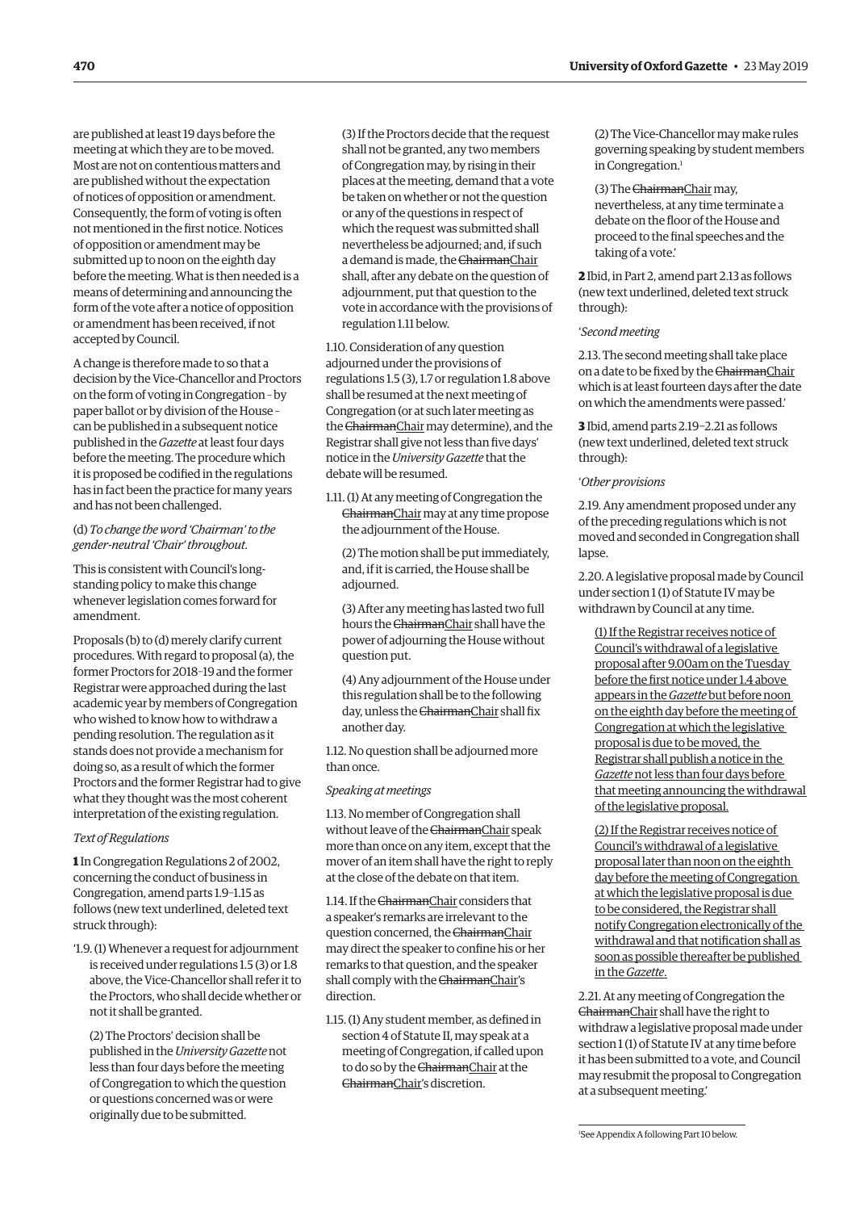are published at least 19 days before the meeting at which they are to be moved. Most are not on contentious matters and are published without the expectation of notices of opposition or amendment. Consequently, the form of voting is often not mentioned in the first notice. Notices of opposition or amendment may be submitted up to noon on the eighth day before the meeting. What is then needed is a means of determining and announcing the form of the vote after a notice of opposition or amendment has been received, if not accepted by Council.

A change is therefore made to so that a decision by the Vice-Chancellor and Proctors on the form of voting in Congregation – by paper ballot or by division of the House – can be published in a subsequent notice published in the *Gazette* at least four days before the meeting. The procedure which it is proposed be codified in the regulations has in fact been the practice for many years and has not been challenged.

(d) *To change the word 'Chairman' to the gender-neutral 'Chair' throughout.*

This is consistent with Council's long-standing policy to make this change whenever legislation comes forward for amendment.

Proposals (b) to (d) merely clarify current procedures. With regard to proposal (a), the former Proctors for 2018–19 and the former Registrar were approached during the last academic year by members of Congregation who wished to know how to withdraw a pending resolution. The regulation as it stands does not provide a mechanism for doing so, as a result of which the former Proctors and the former Registrar had to give what they thought was the most coherent interpretation of the existing regulation.

*Text of Regulations*

**1** In Congregation Regulations 2 of 2002, concerning the conduct of business in Congregation, amend parts 1.9–1.15 as follows (new text underlined, deleted text struck through):

'1.9. (1) Whenever a request for adjournment is received under regulations 1.5 (3) or 1.8 above, the Vice-Chancellor shall refer it to the Proctors, who shall decide whether or not it shall be granted.

(2) The Proctors' decision shall be published in the *University Gazette* not less than four days before the meeting of Congregation to which the question or questions concerned was or were originally due to be submitted.

(3) If the Proctors decide that the request shall not be granted, any two members of Congregation may, by rising in their places at the meeting, demand that a vote be taken on whether or not the question or any of the questions in respect of which the request was submitted shall nevertheless be adjourned; and, if such a demand is made, the ~~Chairman~~<u>Chair</u> shall, after any debate on the question of adjournment, put that question to the vote in accordance with the provisions of regulation 1.11 below.

1.10. Consideration of any question adjourned under the provisions of regulations 1.5 (3), 1.7 or regulation 1.8 above shall be resumed at the next meeting of Congregation (or at such later meeting as the ~~Chairman~~<u>Chair</u> may determine), and the Registrar shall give not less than five days' notice in the *University Gazette* that the debate will be resumed.

1.11. (1) At any meeting of Congregation the ~~Chairman~~<u>Chair</u> may at any time propose the adjournment of the House.

(2) The motion shall be put immediately, and, if it is carried, the House shall be adjourned.

(3) After any meeting has lasted two full hours the ~~Chairman~~<u>Chair</u> shall have the power of adjourning the House without question put.

(4) Any adjournment of the House under this regulation shall be to the following day, unless the ~~Chairman~~<u>Chair</u> shall fix another day.

1.12. No question shall be adjourned more than once.

*Speaking at meetings*

1.13. No member of Congregation shall without leave of the ~~Chairman~~<u>Chair</u> speak more than once on any item, except that the mover of an item shall have the right to reply at the close of the debate on that item.

1.14. If the ~~Chairman~~<u>Chair</u> considers that a speaker's remarks are irrelevant to the question concerned, the ~~Chairman~~<u>Chair</u> may direct the speaker to confine his or her remarks to that question, and the speaker shall comply with the ~~Chairman~~<u>Chair</u>'s direction.

1.15. (1) Any student member, as defined in section 4 of Statute II, may speak at a meeting of Congregation, if called upon to do so by the ~~Chairman~~<u>Chair</u> at the ~~Chairman~~<u>Chair</u>'s discretion.

(2) The Vice-Chancellor may make rules governing speaking by student members in Congregation.[1]

(3) The ~~Chairman~~<u>Chair</u> may, nevertheless, at any time terminate a debate on the floor of the House and proceed to the final speeches and the taking of a vote.'

**2** Ibid, in Part 2, amend part 2.13 as follows (new text underlined, deleted text struck through):

'*Second meeting*

2.13. The second meeting shall take place on a date to be fixed by the ~~Chairman~~<u>Chair</u> which is at least fourteen days after the date on which the amendments were passed.'

**3** Ibid, amend parts 2.19–2.21 as follows (new text underlined, deleted text struck through):

'*Other provisions*

2.19. Any amendment proposed under any of the preceding regulations which is not moved and seconded in Congregation shall lapse.

2.20. A legislative proposal made by Council under section 1 (1) of Statute IV may be withdrawn by Council at any time.

<u>(1) If the Registrar receives notice of Council's withdrawal of a legislative proposal after 9.00am on the Tuesday before the first notice under 1.4 above appears in the *Gazette* but before noon on the eighth day before the meeting of Congregation at which the legislative proposal is due to be moved, the Registrar shall publish a notice in the *Gazette* not less than four days before that meeting announcing the withdrawal of the legislative proposal.</u>

<u>(2) If the Registrar receives notice of Council's withdrawal of a legislative proposal later than noon on the eighth day before the meeting of Congregation at which the legislative proposal is due to be considered, the Registrar shall notify Congregation electronically of the withdrawal and that notification shall as soon as possible thereafter be published in the *Gazette*.</u>

2.21. At any meeting of Congregation the ~~Chairman~~<u>Chair</u> shall have the right to withdraw a legislative proposal made under section 1 (1) of Statute IV at any time before it has been submitted to a vote, and Council may resubmit the proposal to Congregation at a subsequent meeting.'

---

[1]See Appendix A following Part 10 below.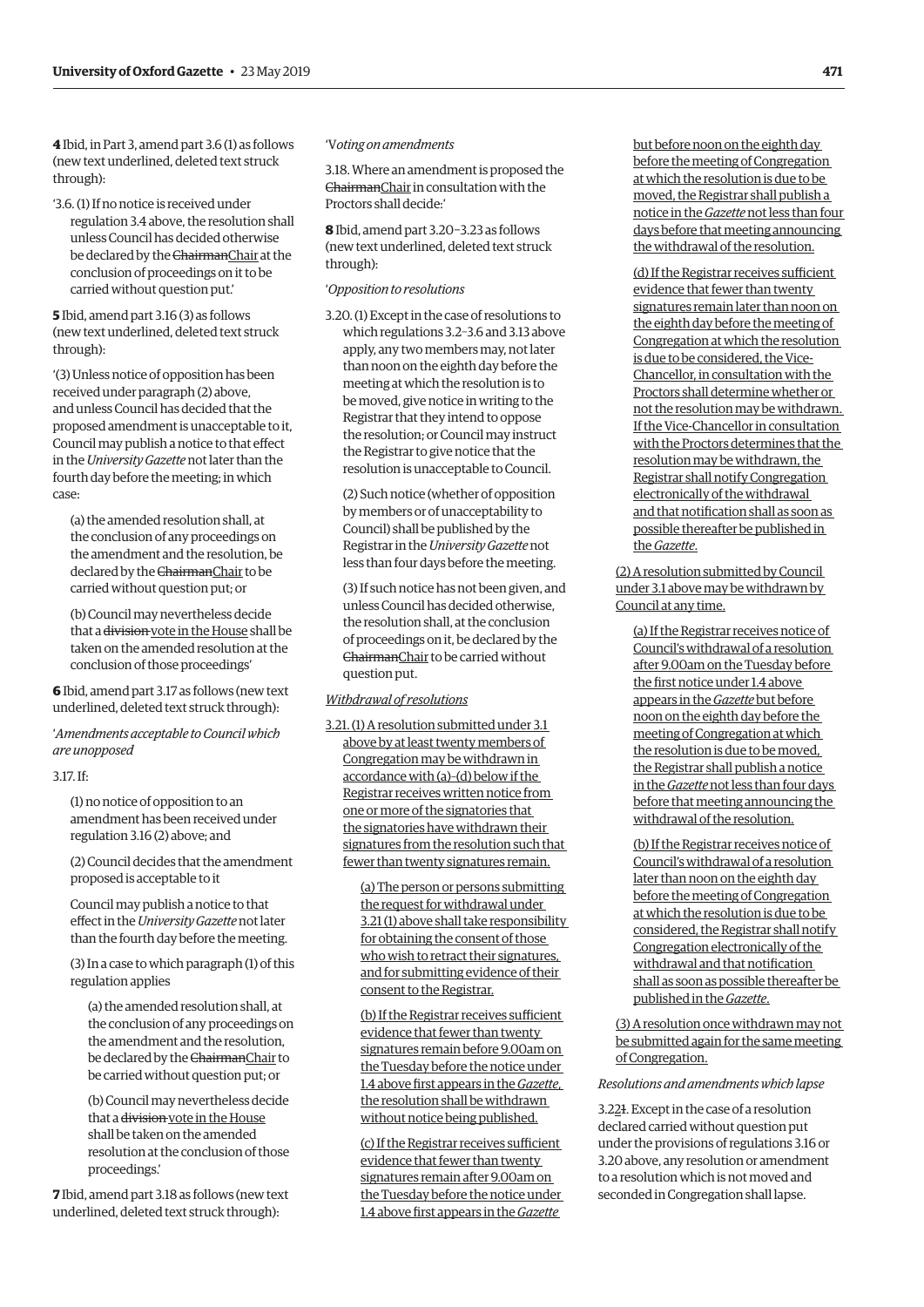**4** Ibid, in Part 3, amend part 3.6 (1) as follows (new text underlined, deleted text struck through):

'3.6. (1) If no notice is received under regulation 3.4 above, the resolution shall unless Council has decided otherwise be declared by the ~~Chairman~~<u>Chair</u> at the conclusion of proceedings on it to be carried without question put.'

**5** Ibid, amend part 3.16 (3) as follows (new text underlined, deleted text struck through):

'(3) Unless notice of opposition has been received under paragraph (2) above, and unless Council has decided that the proposed amendment is unacceptable to it, Council may publish a notice to that effect in the *University Gazette* not later than the fourth day before the meeting; in which case:

(a) the amended resolution shall, at the conclusion of any proceedings on the amendment and the resolution, be declared by the ~~Chairman~~<u>Chair</u> to be carried without question put; or

(b) Council may nevertheless decide that a ~~division~~ <u>vote in the House</u> shall be taken on the amended resolution at the conclusion of those proceedings'

**6** Ibid, amend part 3.17 as follows (new text underlined, deleted text struck through):

'*Amendments acceptable to Council which are unopposed*

3.17. If:

(1) no notice of opposition to an amendment has been received under regulation 3.16 (2) above; and

(2) Council decides that the amendment proposed is acceptable to it

Council may publish a notice to that effect in the *University Gazette* not later than the fourth day before the meeting.

(3) In a case to which paragraph (1) of this regulation applies

(a) the amended resolution shall, at the conclusion of any proceedings on the amendment and the resolution, be declared by the ~~Chairman~~<u>Chair</u> to be carried without question put; or

(b) Council may nevertheless decide that a ~~division~~ <u>vote in the House</u> shall be taken on the amended resolution at the conclusion of those proceedings.'

**7** Ibid, amend part 3.18 as follows (new text underlined, deleted text struck through):

'*Voting on amendments*

3.18. Where an amendment is proposed the ~~Chairman~~<u>Chair</u> in consultation with the Proctors shall decide:'

**8** Ibid, amend part 3.20–3.23 as follows (new text underlined, deleted text struck through):

'*Opposition to resolutions*

3.20. (1) Except in the case of resolutions to which regulations 3.2–3.6 and 3.13 above apply, any two members may, not later than noon on the eighth day before the meeting at which the resolution is to be moved, give notice in writing to the Registrar that they intend to oppose the resolution; or Council may instruct the Registrar to give notice that the resolution is unacceptable to Council.

(2) Such notice (whether of opposition by members or of unacceptability to Council) shall be published by the Registrar in the *University Gazette* not less than four days before the meeting.

(3) If such notice has not been given, and unless Council has decided otherwise, the resolution shall, at the conclusion of proceedings on it, be declared by the ~~Chairman~~<u>Chair</u> to be carried without question put.

<u>*Withdrawal of resolutions*</u>

<u>3.21. (1) A resolution submitted under 3.1 above by at least twenty members of Congregation may be withdrawn in accordance with (a)–(d) below if the Registrar receives written notice from one or more of the signatories that the signatories have withdrawn their signatures from the resolution such that fewer than twenty signatures remain.</u>

<u>(a) The person or persons submitting the request for withdrawal under 3.21 (1) above shall take responsibility for obtaining the consent of those who wish to retract their signatures, and for submitting evidence of their consent to the Registrar.</u>

<u>(b) If the Registrar receives sufficient evidence that fewer than twenty signatures remain before 9.00am on the Tuesday before the notice under 1.4 above first appears in the *Gazette*, the resolution shall be withdrawn without notice being published.</u>

<u>(c) If the Registrar receives sufficient evidence that fewer than twenty signatures remain after 9.00am on the Tuesday before the notice under 1.4 above first appears in the *Gazette* but before noon on the eighth day before the meeting of Congregation at which the resolution is due to be moved, the Registrar shall publish a notice in the *Gazette* not less than four days before that meeting announcing the withdrawal of the resolution.</u>

<u>(d) If the Registrar receives sufficient evidence that fewer than twenty signatures remain later than noon on the eighth day before the meeting of Congregation at which the resolution is due to be considered, the Vice-Chancellor, in consultation with the Proctors shall determine whether or not the resolution may be withdrawn. If the Vice-Chancellor in consultation with the Proctors determines that the resolution may be withdrawn, the Registrar shall notify Congregation electronically of the withdrawal and that notification shall as soon as possible thereafter be published in the *Gazette*.</u>

<u>(2) A resolution submitted by Council under 3.1 above may be withdrawn by Council at any time.</u>

<u>(a) If the Registrar receives notice of Council's withdrawal of a resolution after 9.00am on the Tuesday before the first notice under 1.4 above appears in the *Gazette* but before noon on the eighth day before the meeting of Congregation at which the resolution is due to be moved, the Registrar shall publish a notice in the *Gazette* not less than four days before that meeting announcing the withdrawal of the resolution.</u>

<u>(b) If the Registrar receives notice of Council's withdrawal of a resolution later than noon on the eighth day before the meeting of Congregation at which the resolution is due to be considered, the Registrar shall notify Congregation electronically of the withdrawal and that notification shall as soon as possible thereafter be published in the *Gazette*.</u>

<u>(3) A resolution once withdrawn may not be submitted again for the same meeting of Congregation.</u>

*Resolutions and amendments which lapse*

3.2<u>2</u>~~1~~. Except in the case of a resolution declared carried without question put under the provisions of regulations 3.16 or 3.20 above, any resolution or amendment to a resolution which is not moved and seconded in Congregation shall lapse.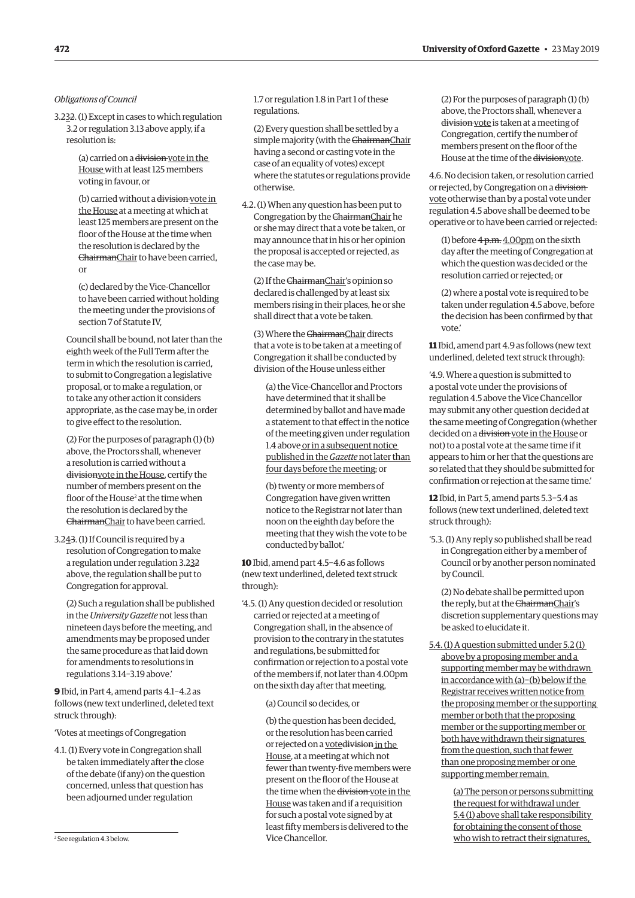*Obligations of Council*

3.2~~3~~2. (1) Except in cases to which regulation 3.2 or regulation 3.13 above apply, if a resolution is:

(a) carried on a ~~division~~ vote in the House with at least 125 members voting in favour, or

(b) carried without a ~~division~~ vote in the House at a meeting at which at least 125 members are present on the floor of the House at the time when the resolution is declared by the ~~Chairman~~Chair to have been carried, or

(c) declared by the Vice-Chancellor to have been carried without holding the meeting under the provisions of section 7 of Statute IV,

Council shall be bound, not later than the eighth week of the Full Term after the term in which the resolution is carried, to submit to Congregation a legislative proposal, or to make a regulation, or to take any other action it considers appropriate, as the case may be, in order to give effect to the resolution.

(2) For the purposes of paragraph (1) (b) above, the Proctors shall, whenever a resolution is carried without a ~~division~~vote in the House, certify the number of members present on the floor of the House[2] at the time when the resolution is declared by the ~~Chairman~~Chair to have been carried.

3.2~~4~~3. (1) If Council is required by a resolution of Congregation to make a regulation under regulation 3.2~~3~~2 above, the regulation shall be put to Congregation for approval.

(2) Such a regulation shall be published in the *University Gazette* not less than nineteen days before the meeting, and amendments may be proposed under the same procedure as that laid down for amendments to resolutions in regulations 3.14–3.19 above.'

**9** Ibid, in Part 4, amend parts 4.1–4.2 as follows (new text underlined, deleted text struck through):

'Votes at meetings of Congregation

4.1. (1) Every vote in Congregation shall be taken immediately after the close of the debate (if any) on the question concerned, unless that question has been adjourned under regulation 1.7 or regulation 1.8 in Part 1 of these regulations.

(2) Every question shall be settled by a simple majority (with the ~~Chairman~~Chair having a second or casting vote in the case of an equality of votes) except where the statutes or regulations provide otherwise.

4.2. (1) When any question has been put to Congregation by the ~~Chairman~~Chair he or she may direct that a vote be taken, or may announce that in his or her opinion the proposal is accepted or rejected, as the case may be.

(2) If the ~~Chairman~~Chair's opinion so declared is challenged by at least six members rising in their places, he or she shall direct that a vote be taken.

(3) Where the ~~Chairman~~Chair directs that a vote is to be taken at a meeting of Congregation it shall be conducted by division of the House unless either

(a) the Vice-Chancellor and Proctors have determined that it shall be determined by ballot and have made a statement to that effect in the notice of the meeting given under regulation 1.4 above or in a subsequent notice published in the *Gazette* not later than four days before the meeting; or

(b) twenty or more members of Congregation have given written notice to the Registrar not later than noon on the eighth day before the meeting that they wish the vote to be conducted by ballot.'

**10** Ibid, amend part 4.5–4.6 as follows (new text underlined, deleted text struck through):

'4.5. (1) Any question decided or resolution carried or rejected at a meeting of Congregation shall, in the absence of provision to the contrary in the statutes and regulations, be submitted for confirmation or rejection to a postal vote of the members if, not later than 4.00pm on the sixth day after that meeting,

(a) Council so decides, or

(b) the question has been decided, or the resolution has been carried or rejected on a vote~~division~~ in the House, at a meeting at which not fewer than twenty-five members were present on the floor of the House at the time when the ~~division~~ vote in the House was taken and if a requisition for such a postal vote signed by at least fifty members is delivered to the Vice Chancellor.

(2) For the purposes of paragraph (1) (b) above, the Proctors shall, whenever a ~~division~~ vote is taken at a meeting of Congregation, certify the number of members present on the floor of the House at the time of the ~~division~~vote.

4.6. No decision taken, or resolution carried or rejected, by Congregation on a ~~division~~ vote otherwise than by a postal vote under regulation 4.5 above shall be deemed to be operative or to have been carried or rejected:

(1) before ~~4 p.m.~~ 4.00pm on the sixth day after the meeting of Congregation at which the question was decided or the resolution carried or rejected; or

(2) where a postal vote is required to be taken under regulation 4.5 above, before the decision has been confirmed by that vote.'

**11** Ibid, amend part 4.9 as follows (new text underlined, deleted text struck through):

'4.9. Where a question is submitted to a postal vote under the provisions of regulation 4.5 above the Vice Chancellor may submit any other question decided at the same meeting of Congregation (whether decided on a ~~division~~ vote in the House or not) to a postal vote at the same time if it appears to him or her that the questions are so related that they should be submitted for confirmation or rejection at the same time.'

**12** Ibid, in Part 5, amend parts 5.3–5.4 as follows (new text underlined, deleted text struck through):

'5.3. (1) Any reply so published shall be read in Congregation either by a member of Council or by another person nominated by Council.

(2) No debate shall be permitted upon the reply, but at the ~~Chairman~~Chair's discretion supplementary questions may be asked to elucidate it.

5.4. (1) A question submitted under 5.2 (1) above by a proposing member and a supporting member may be withdrawn in accordance with (a)–(b) below if the Registrar receives written notice from the proposing member or the supporting member or both that the proposing member or the supporting member or both have withdrawn their signatures from the question, such that fewer than one proposing member or one supporting member remain.

(a) The person or persons submitting the request for withdrawal under 5.4 (1) above shall take responsibility for obtaining the consent of those who wish to retract their signatures,

[2] See regulation 4.3 below.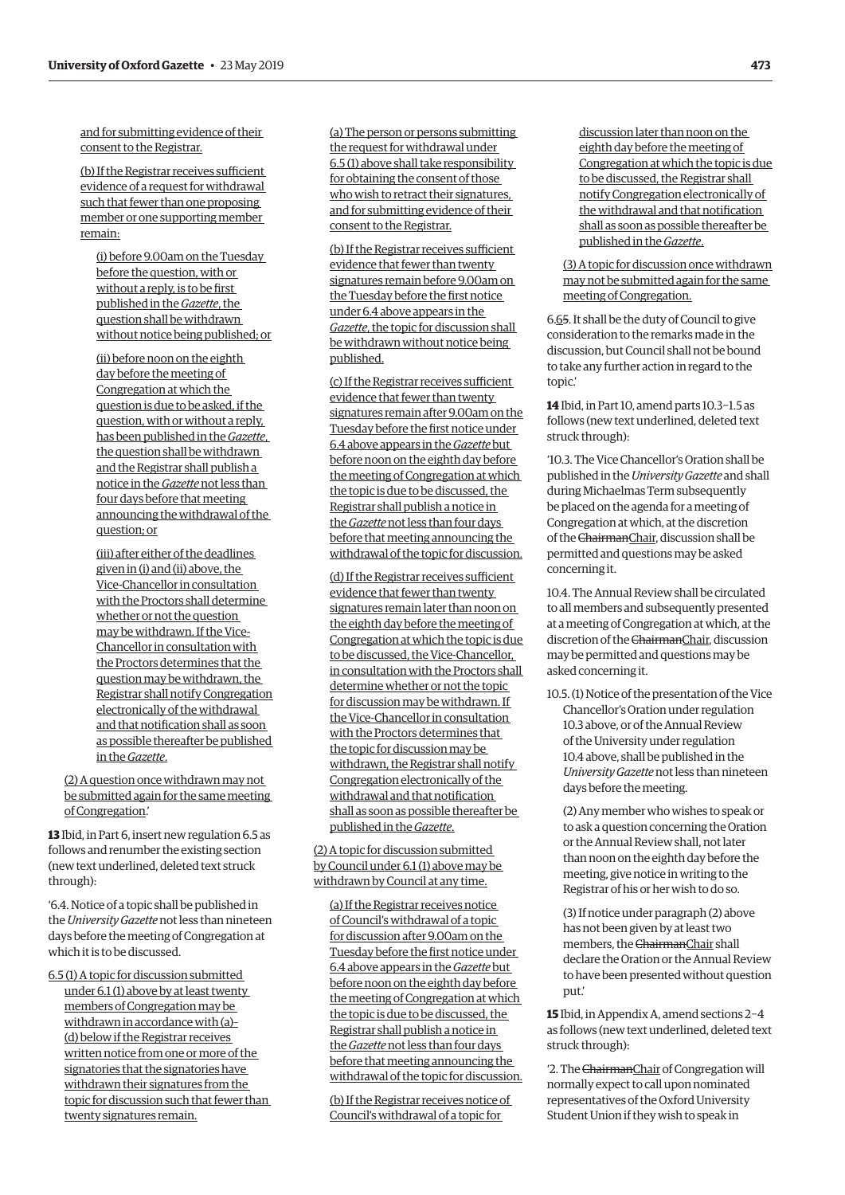and for submitting evidence of their consent to the Registrar.

(b) If the Registrar receives sufficient evidence of a request for withdrawal such that fewer than one proposing member or one supporting member remain:

(i) before 9.00am on the Tuesday before the question, with or without a reply, is to be first published in the *Gazette*, the question shall be withdrawn without notice being published; or

(ii) before noon on the eighth day before the meeting of Congregation at which the question is due to be asked, if the question, with or without a reply, has been published in the *Gazette*, the question shall be withdrawn and the Registrar shall publish a notice in the *Gazette* not less than four days before that meeting announcing the withdrawal of the question; or

(iii) after either of the deadlines given in (i) and (ii) above, the Vice-Chancellor in consultation with the Proctors shall determine whether or not the question may be withdrawn. If the Vice-Chancellor in consultation with the Proctors determines that the question may be withdrawn, the Registrar shall notify Congregation electronically of the withdrawal and that notification shall as soon as possible thereafter be published in the *Gazette*.

(2) A question once withdrawn may not be submitted again for the same meeting of Congregation.'

**13** Ibid, in Part 6, insert new regulation 6.5 as follows and renumber the existing section (new text underlined, deleted text struck through):

'6.4. Notice of a topic shall be published in the *University Gazette* not less than nineteen days before the meeting of Congregation at which it is to be discussed.

6.5 (1) A topic for discussion submitted under 6.1 (1) above by at least twenty members of Congregation may be withdrawn in accordance with (a)–(d) below if the Registrar receives written notice from one or more of the signatories that the signatories have withdrawn their signatures from the topic for discussion such that fewer than twenty signatures remain.

(a) The person or persons submitting the request for withdrawal under 6.5 (1) above shall take responsibility for obtaining the consent of those who wish to retract their signatures, and for submitting evidence of their consent to the Registrar.

(b) If the Registrar receives sufficient evidence that fewer than twenty signatures remain before 9.00am on the Tuesday before the first notice under 6.4 above appears in the *Gazette*, the topic for discussion shall be withdrawn without notice being published.

(c) If the Registrar receives sufficient evidence that fewer than twenty signatures remain after 9.00am on the Tuesday before the first notice under 6.4 above appears in the *Gazette* but before noon on the eighth day before the meeting of Congregation at which the topic is due to be discussed, the Registrar shall publish a notice in the *Gazette* not less than four days before that meeting announcing the withdrawal of the topic for discussion.

(d) If the Registrar receives sufficient evidence that fewer than twenty signatures remain later than noon on the eighth day before the meeting of Congregation at which the topic is due to be discussed, the Vice-Chancellor, in consultation with the Proctors shall determine whether or not the topic for discussion may be withdrawn. If the Vice-Chancellor in consultation with the Proctors determines that the topic for discussion may be withdrawn, the Registrar shall notify Congregation electronically of the withdrawal and that notification shall as soon as possible thereafter be published in the *Gazette*.

(2) A topic for discussion submitted by Council under 6.1 (1) above may be withdrawn by Council at any time.

(a) If the Registrar receives notice of Council's withdrawal of a topic for discussion after 9.00am on the Tuesday before the first notice under 6.4 above appears in the *Gazette* but before noon on the eighth day before the meeting of Congregation at which the topic is due to be discussed, the Registrar shall publish a notice in the *Gazette* not less than four days before that meeting announcing the withdrawal of the topic for discussion.

(b) If the Registrar receives notice of Council's withdrawal of a topic for discussion later than noon on the eighth day before the meeting of Congregation at which the topic is due to be discussed, the Registrar shall notify Congregation electronically of the withdrawal and that notification shall as soon as possible thereafter be published in the *Gazette*.

(3) A topic for discussion once withdrawn may not be submitted again for the same meeting of Congregation.

6.~~5~~6. It shall be the duty of Council to give consideration to the remarks made in the discussion, but Council shall not be bound to take any further action in regard to the topic.'

**14** Ibid, in Part 10, amend parts 10.3–1.5 as follows (new text underlined, deleted text struck through):

'10.3. The Vice Chancellor's Oration shall be published in the *University Gazette* and shall during Michaelmas Term subsequently be placed on the agenda for a meeting of Congregation at which, at the discretion of the ~~Chairman~~Chair, discussion shall be permitted and questions may be asked concerning it.

10.4. The Annual Review shall be circulated to all members and subsequently presented at a meeting of Congregation at which, at the discretion of the ~~Chairman~~Chair, discussion may be permitted and questions may be asked concerning it.

10.5. (1) Notice of the presentation of the Vice Chancellor's Oration under regulation 10.3 above, or of the Annual Review of the University under regulation 10.4 above, shall be published in the *University Gazette* not less than nineteen days before the meeting.

(2) Any member who wishes to speak or to ask a question concerning the Oration or the Annual Review shall, not later than noon on the eighth day before the meeting, give notice in writing to the Registrar of his or her wish to do so.

(3) If notice under paragraph (2) above has not been given by at least two members, the ~~Chairman~~Chair shall declare the Oration or the Annual Review to have been presented without question put.'

**15** Ibid, in Appendix A, amend sections 2–4 as follows (new text underlined, deleted text struck through):

'2. The ~~Chairman~~Chair of Congregation will normally expect to call upon nominated representatives of the Oxford University Student Union if they wish to speak in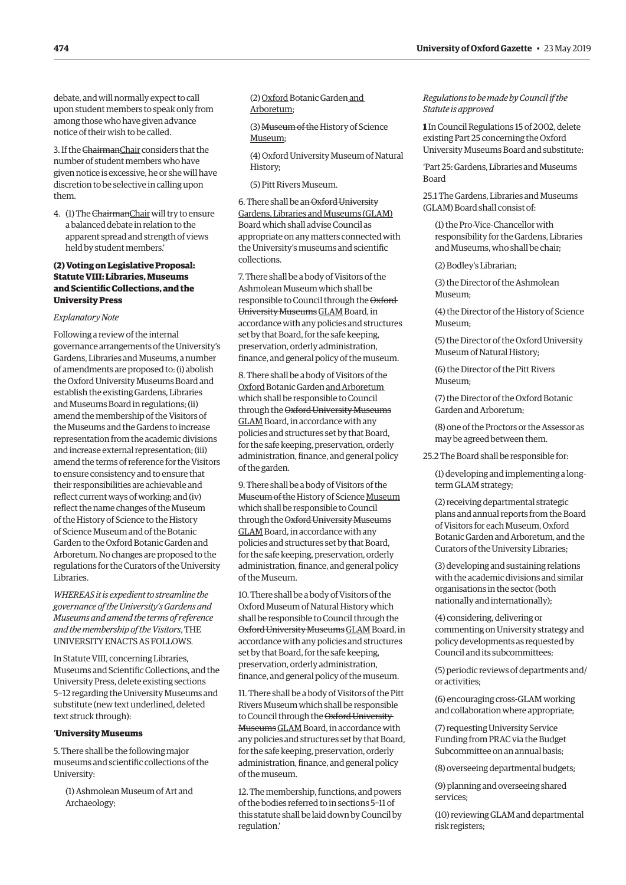debate, and will normally expect to call upon student members to speak only from among those who have given advance notice of their wish to be called.

3. If the ~~Chairman~~Chair considers that the number of student members who have given notice is excessive, he or she will have discretion to be selective in calling upon them.

4. (1) The ~~Chairman~~Chair will try to ensure a balanced debate in relation to the apparent spread and strength of views held by student members.'

### (2) Voting on Legislative Proposal: Statute VIII: Libraries, Museums and Scientific Collections, and the University Press

*Explanatory Note*

Following a review of the internal governance arrangements of the University's Gardens, Libraries and Museums, a number of amendments are proposed to: (i) abolish the Oxford University Museums Board and establish the existing Gardens, Libraries and Museums Board in regulations; (ii) amend the membership of the Visitors of the Museums and the Gardens to increase representation from the academic divisions and increase external representation; (iii) amend the terms of reference for the Visitors to ensure consistency and to ensure that their responsibilities are achievable and reflect current ways of working; and (iv) reflect the name changes of the Museum of the History of Science to the History of Science Museum and of the Botanic Garden to the Oxford Botanic Garden and Arboretum. No changes are proposed to the regulations for the Curators of the University Libraries.

*WHEREAS it is expedient to streamline the governance of the University's Gardens and Museums and amend the terms of reference and the membership of the Visitors*, THE UNIVERSITY ENACTS AS FOLLOWS.

In Statute VIII, concerning Libraries, Museums and Scientific Collections, and the University Press, delete existing sections 5–12 regarding the University Museums and substitute (new text underlined, deleted text struck through):

'**University Museums**

5. There shall be the following major museums and scientific collections of the University:

(1) Ashmolean Museum of Art and Archaeology;

(2) <u>Oxford</u> Botanic Garden<u> and Arboretum</u>;

(3) ~~Museum of the~~ History of Science <u>Museum</u>;

(4) Oxford University Museum of Natural History;

(5) Pitt Rivers Museum.

6. There shall be a<u>n</u> ~~Oxford University~~ <u>Gardens, Libraries and Museums (GLAM)</u> Board which shall advise Council as appropriate on any matters connected with the University's museums and scientific collections.

7. There shall be a body of Visitors of the Ashmolean Museum which shall be responsible to Council through the ~~Oxford University Museums~~ <u>GLAM</u> Board, in accordance with any policies and structures set by that Board, for the safe keeping, preservation, orderly administration, finance, and general policy of the museum.

8. There shall be a body of Visitors of the <u>Oxford</u> Botanic Garden <u>and Arboretum</u> which shall be responsible to Council through the ~~Oxford University Museums~~ <u>GLAM</u> Board, in accordance with any policies and structures set by that Board, for the safe keeping, preservation, orderly administration, finance, and general policy of the garden.

9. There shall be a body of Visitors of the ~~Museum of the~~ History of Science <u>Museum</u> which shall be responsible to Council through the ~~Oxford University Museums~~ <u>GLAM</u> Board, in accordance with any policies and structures set by that Board, for the safe keeping, preservation, orderly administration, finance, and general policy of the Museum.

10. There shall be a body of Visitors of the Oxford Museum of Natural History which shall be responsible to Council through the ~~Oxford University Museums~~ <u>GLAM</u> Board, in accordance with any policies and structures set by that Board, for the safe keeping, preservation, orderly administration, finance, and general policy of the museum.

11. There shall be a body of Visitors of the Pitt Rivers Museum which shall be responsible to Council through the ~~Oxford University Museums~~ <u>GLAM</u> Board, in accordance with any policies and structures set by that Board, for the safe keeping, preservation, orderly administration, finance, and general policy of the museum.

12. The membership, functions, and powers of the bodies referred to in sections 5–11 of this statute shall be laid down by Council by regulation.'

*Regulations to be made by Council if the Statute is approved*

**1** In Council Regulations 15 of 2002, delete existing Part 25 concerning the Oxford University Museums Board and substitute:

'Part 25: Gardens, Libraries and Museums Board

25.1 The Gardens, Libraries and Museums (GLAM) Board shall consist of:

(1) the Pro-Vice-Chancellor with responsibility for the Gardens, Libraries and Museums, who shall be chair;

(2) Bodley's Librarian;

(3) the Director of the Ashmolean Museum;

(4) the Director of the History of Science Museum;

(5) the Director of the Oxford University Museum of Natural History;

(6) the Director of the Pitt Rivers Museum;

(7) the Director of the Oxford Botanic Garden and Arboretum;

(8) one of the Proctors or the Assessor as may be agreed between them.

25.2 The Board shall be responsible for:

(1) developing and implementing a long-term GLAM strategy;

(2) receiving departmental strategic plans and annual reports from the Board of Visitors for each Museum, Oxford Botanic Garden and Arboretum, and the Curators of the University Libraries;

(3) developing and sustaining relations with the academic divisions and similar organisations in the sector (both nationally and internationally);

(4) considering, delivering or commenting on University strategy and policy developments as requested by Council and its subcommittees;

(5) periodic reviews of departments and/or activities;

(6) encouraging cross-GLAM working and collaboration where appropriate;

(7) requesting University Service Funding from PRAC via the Budget Subcommittee on an annual basis;

(8) overseeing departmental budgets;

(9) planning and overseeing shared services;

(10) reviewing GLAM and departmental risk registers;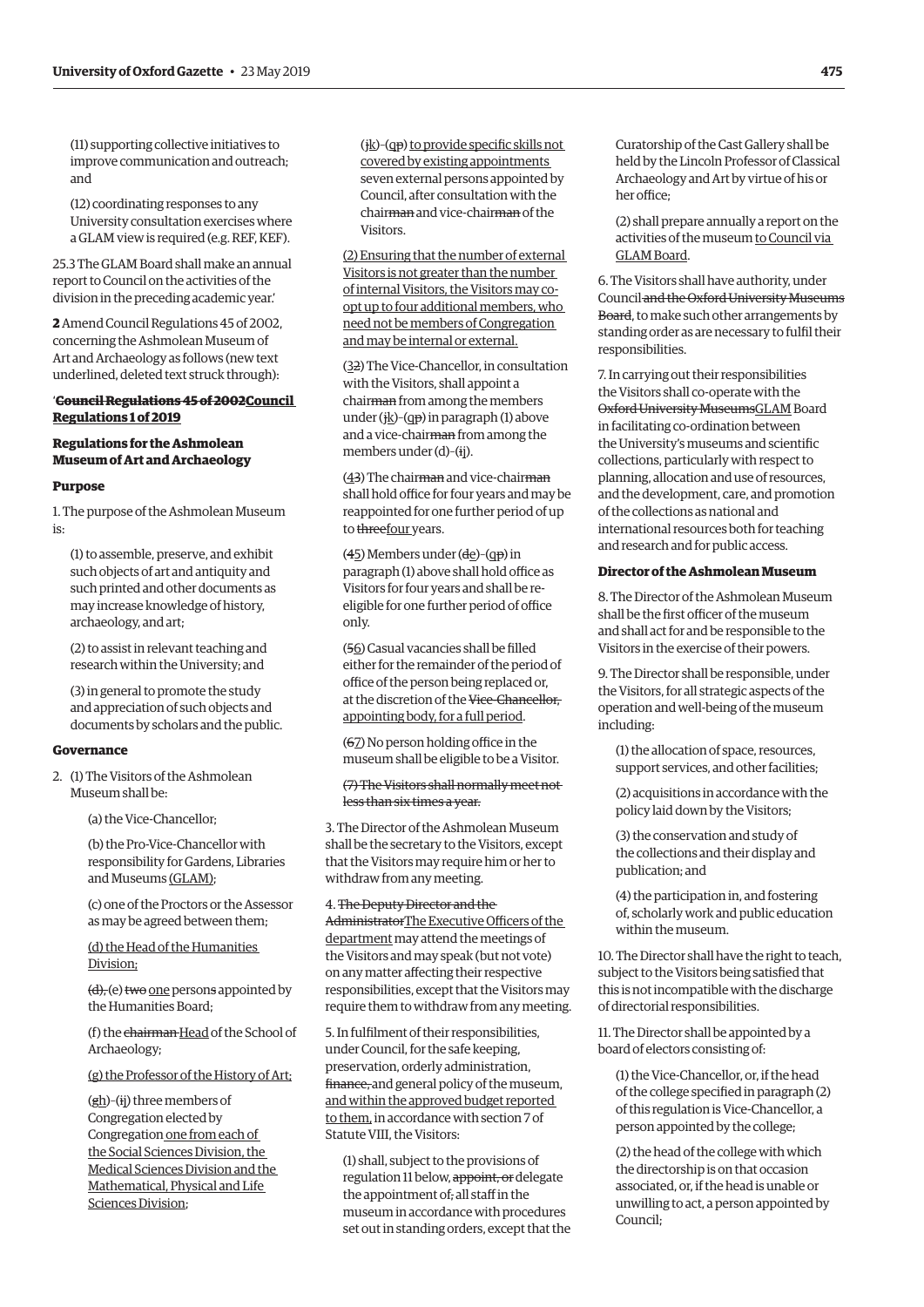(11) supporting collective initiatives to improve communication and outreach; and

(12) coordinating responses to any University consultation exercises where a GLAM view is required (e.g. REF, KEF).

25.3 The GLAM Board shall make an annual report to Council on the activities of the division in the preceding academic year.'

**2** Amend Council Regulations 45 of 2002, concerning the Ashmolean Museum of Art and Archaeology as follows (new text underlined, deleted text struck through):

'**~~Council Regulations 45 of 2002~~<u>Council Regulations 1 of 2019</u>**

**Regulations for the Ashmolean Museum of Art and Archaeology**

**Purpose**

1. The purpose of the Ashmolean Museum is:

(1) to assemble, preserve, and exhibit such objects of art and antiquity and such printed and other documents as may increase knowledge of history, archaeology, and art;

(2) to assist in relevant teaching and research within the University; and

(3) in general to promote the study and appreciation of such objects and documents by scholars and the public.

**Governance**

2. (1) The Visitors of the Ashmolean Museum shall be:

(a) the Vice-Chancellor;

(b) the Pro-Vice-Chancellor with responsibility for Gardens, Libraries and Museums <u>(GLAM)</u>;

(c) one of the Proctors or the Assessor as may be agreed between them;

<u>(d) the Head of the Humanities Division;</u>

~~(d),~~ (e) ~~two~~ <u>one</u> person~~s~~ appointed by the Humanities Board;

(f) the ~~chairman~~ <u>Head</u> of the School of Archaeology;

<u>(g) the Professor of the History of Art;</u>

(~~g~~<u>h</u>)–(~~i~~<u>j</u>) three members of Congregation elected by Congregation<u> one from each of the Social Sciences Division, the Medical Sciences Division and the Mathematical, Physical and Life Sciences Division</u>;

(~~j~~<u>k</u>)–(~~p~~<u>q</u>) <u>to provide specific skills not covered by existing appointments</u> seven external persons appointed by Council, after consultation with the chair~~man~~ and vice-chair~~man~~ of the Visitors.

<u>(2) Ensuring that the number of external Visitors is not greater than the number of internal Visitors, the Visitors may co-opt up to four additional members, who need not be members of Congregation and may be internal or external.</u>

(<u>3</u>~~2~~) The Vice-Chancellor, in consultation with the Visitors, shall appoint a chair~~man~~ from among the members under (~~j~~<u>k</u>)–(~~p~~<u>q</u>) in paragraph (1) above and a vice-chair~~man~~ from among the members under (d)–(~~i~~<u>j</u>).

(<u>4</u>~~3~~) The chair~~man~~ and vice-chair~~man~~ shall hold office for four years and may be reappointed for one further period of up to ~~three~~<u>four</u> years.

(~~4~~<u>5</u>) Members under (~~d~~<u>e</u>)–(~~p~~<u>q</u>) in paragraph (1) above shall hold office as Visitors for four years and shall be re-eligible for one further period of office only.

(~~5~~<u>6</u>) Casual vacancies shall be filled either for the remainder of the period of office of the person being replaced or, at the discretion of the ~~Vice-Chancellor,~~ <u>appointing body, for a full period</u>.

(~~6~~<u>7</u>) No person holding office in the museum shall be eligible to be a Visitor.

~~(7) The Visitors shall normally meet not less than six times a year.~~

3. The Director of the Ashmolean Museum shall be the secretary to the Visitors, except that the Visitors may require him or her to withdraw from any meeting.

4. ~~The Deputy Director and the Administrator~~<u>The Executive Officers of the department</u> may attend the meetings of the Visitors and may speak (but not vote) on any matter affecting their respective responsibilities, except that the Visitors may require them to withdraw from any meeting.

5. In fulfilment of their responsibilities, under Council, for the safe keeping, preservation, orderly administration, ~~finance,~~ and general policy of the museum, <u>and within the approved budget reported to them,</u> in accordance with section 7 of Statute VIII, the Visitors:

(1) shall, subject to the provisions of regulation 11 below, ~~appoint, or~~ delegate the appointment of~~;~~ all staff in the museum in accordance with procedures set out in standing orders, except that the Curatorship of the Cast Gallery shall be held by the Lincoln Professor of Classical Archaeology and Art by virtue of his or her office;

(2) shall prepare annually a report on the activities of the museum <u>to Council via GLAM Board</u>.

6. The Visitors shall have authority, under Council ~~and the Oxford University Museums Board~~, to make such other arrangements by standing order as are necessary to fulfil their responsibilities.

7. In carrying out their responsibilities the Visitors shall co-operate with the ~~Oxford University Museums~~<u>GLAM</u> Board in facilitating co-ordination between the University's museums and scientific collections, particularly with respect to planning, allocation and use of resources, and the development, care, and promotion of the collections as national and international resources both for teaching and research and for public access.

**Director of the Ashmolean Museum**

8. The Director of the Ashmolean Museum shall be the first officer of the museum and shall act for and be responsible to the Visitors in the exercise of their powers.

9. The Director shall be responsible, under the Visitors, for all strategic aspects of the operation and well-being of the museum including:

(1) the allocation of space, resources, support services, and other facilities;

(2) acquisitions in accordance with the policy laid down by the Visitors;

(3) the conservation and study of the collections and their display and publication; and

(4) the participation in, and fostering of, scholarly work and public education within the museum.

10. The Director shall have the right to teach, subject to the Visitors being satisfied that this is not incompatible with the discharge of directorial responsibilities.

11. The Director shall be appointed by a board of electors consisting of:

(1) the Vice-Chancellor, or, if the head of the college specified in paragraph (2) of this regulation is Vice-Chancellor, a person appointed by the college;

(2) the head of the college with which the directorship is on that occasion associated, or, if the head is unable or unwilling to act, a person appointed by Council;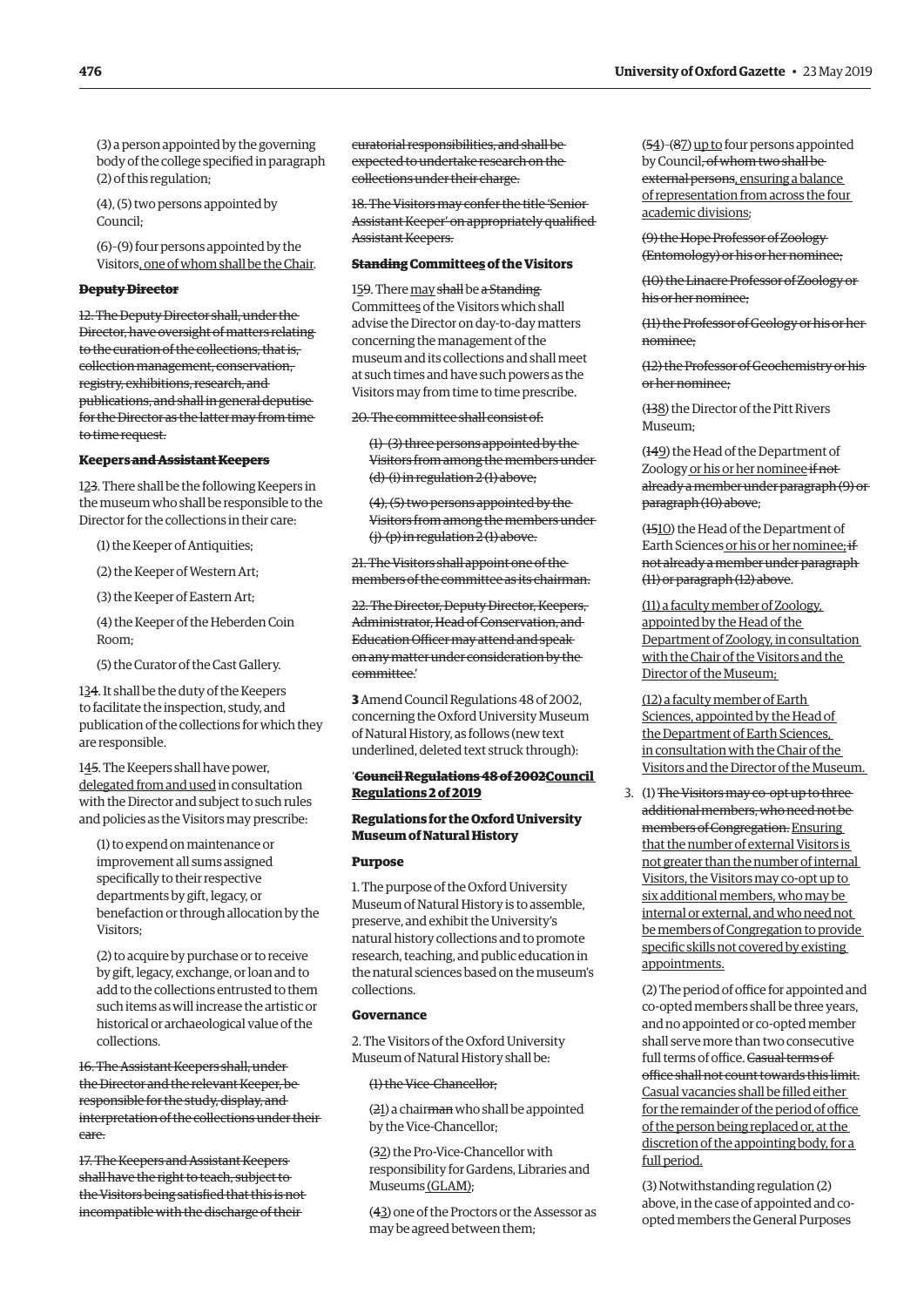(3) a person appointed by the governing body of the college specified in paragraph (2) of this regulation;

(4), (5) two persons appointed by Council;

(6)–(9) four persons appointed by the Visitors<u>, one of whom shall be the Chair</u>.

~~**Deputy Director**~~

~~12. The Deputy Director shall, under the Director, have oversight of matters relating to the curation of the collections, that is, collection management, conservation, registry, exhibitions, research, and publications, and shall in general deputise for the Director as the latter may from time to time request.~~

**Keepers ~~and Assistant Keepers~~**

1~~2~~<u>3</u>. There shall be the following Keepers in the museum who shall be responsible to the Director for the collections in their care:

(1) the Keeper of Antiquities;

(2) the Keeper of Western Art;

(3) the Keeper of Eastern Art;

(4) the Keeper of the Heberden Coin Room;

(5) the Curator of the Cast Gallery.

1~~3~~<u>4</u>. It shall be the duty of the Keepers to facilitate the inspection, study, and publication of the collections for which they are responsible.

1~~4~~<u>5</u>. The Keepers shall have power, <u>delegated from and used</u> in consultation with the Director and subject to such rules and policies as the Visitors may prescribe:

(1) to expend on maintenance or improvement all sums assigned specifically to their respective departments by gift, legacy, or benefaction or through allocation by the Visitors;

(2) to acquire by purchase or to receive by gift, legacy, exchange, or loan and to add to the collections entrusted to them such items as will increase the artistic or historical or archaeological value of the collections.

~~16. The Assistant Keepers shall, under the Director and the relevant Keeper, be responsible for the study, display, and interpretation of the collections under their care.~~

~~17. The Keepers and Assistant Keepers shall have the right to teach, subject to the Visitors being satisfied that this is not incompatible with the discharge of their curatorial responsibilities, and shall be expected to undertake research on the collections under their charge.~~

~~18. The Visitors may confer the title 'Senior Assistant Keeper' on appropriately qualified Assistant Keepers.~~

~~**Standing**~~ **Committee<u>s</u> of the Visitors**

1~~5~~<u>9</u>. There <u>may</u> ~~shall~~ be ~~a Standing~~ Committee<u>s</u> of the Visitors which shall advise the Director on day-to-day matters concerning the management of the museum and its collections and shall meet at such times and have such powers as the Visitors may from time to time prescribe.

~~20. The committee shall consist of:~~

~~(1)–(3) three persons appointed by the Visitors from among the members under (d)–(i) in regulation 2 (1) above;~~

~~(4), (5) two persons appointed by the Visitors from among the members under (j)–(p) in regulation 2 (1) above.~~

~~21. The Visitors shall appoint one of the members of the committee as its chairman.~~

~~22. The Director, Deputy Director, Keepers, Administrator, Head of Conservation, and Education Officer may attend and speak on any matter under consideration by the committee.~~'

**3** Amend Council Regulations 48 of 2002, concerning the Oxford University Museum of Natural History, as follows (new text underlined, deleted text struck through):

'~~**Council Regulations 48 of 2002**~~<u>**Council Regulations 2 of 2019**</u>

**Regulations for the Oxford University Museum of Natural History**

**Purpose**

1. The purpose of the Oxford University Museum of Natural History is to assemble, preserve, and exhibit the University's natural history collections and to promote research, teaching, and public education in the natural sciences based on the museum's collections.

**Governance**

2. The Visitors of the Oxford University Museum of Natural History shall be:

~~(1) the Vice-Chancellor;~~

(~~2~~<u>1</u>) a chair~~man~~ who shall be appointed by the Vice-Chancellor;

(~~3~~<u>2</u>) the Pro-Vice-Chancellor with responsibility for Gardens, Libraries and Museums<u> (GLAM)</u>;

(~~4~~<u>3</u>) one of the Proctors or the Assessor as may be agreed between them;

(~~5~~<u>4</u>)–(~~8~~<u>7</u>) <u>up to</u> four persons appointed by Council~~, of whom two shall be external persons~~<u>, ensuring a balance of representation from across the four academic divisions</u>;

~~(9) the Hope Professor of Zoology (Entomology) or his or her nominee;~~

~~(10) the Linacre Professor of Zoology or his or her nominee;~~

~~(11) the Professor of Geology or his or her nominee;~~

~~(12) the Professor of Geochemistry or his or her nominee;~~

(~~13~~<u>8</u>) the Director of the Pitt Rivers Museum;

(~~14~~<u>9</u>) the Head of the Department of Zoology <u>or his or her nominee</u> ~~if not already a member under paragraph (9) or paragraph (10) above~~;

(~~15~~<u>10</u>) the Head of the Department of Earth Sciences<u> or his or her nominee</u>~~; if not already a member under paragraph (11) or paragraph (12) above~~.

<u>(11) a faculty member of Zoology, appointed by the Head of the Department of Zoology, in consultation with the Chair of the Visitors and the Director of the Museum;</u>

<u>(12) a faculty member of Earth Sciences, appointed by the Head of the Department of Earth Sciences, in consultation with the Chair of the Visitors and the Director of the Museum.</u>

3. (1) ~~The Visitors may co-opt up to three additional members, who need not be members of Congregation.~~ <u>Ensuring that the number of external Visitors is not greater than the number of internal Visitors, the Visitors may co-opt up to six additional members, who may be internal or external, and who need not be members of Congregation to provide specific skills not covered by existing appointments.</u>

(2) The period of office for appointed and co-opted members shall be three years, and no appointed or co-opted member shall serve more than two consecutive full terms of office. ~~Casual terms of office shall not count towards this limit.~~ <u>Casual vacancies shall be filled either for the remainder of the period of office of the person being replaced or, at the discretion of the appointing body, for a full period.</u>

(3) Notwithstanding regulation (2) above, in the case of appointed and co-opted members the General Purposes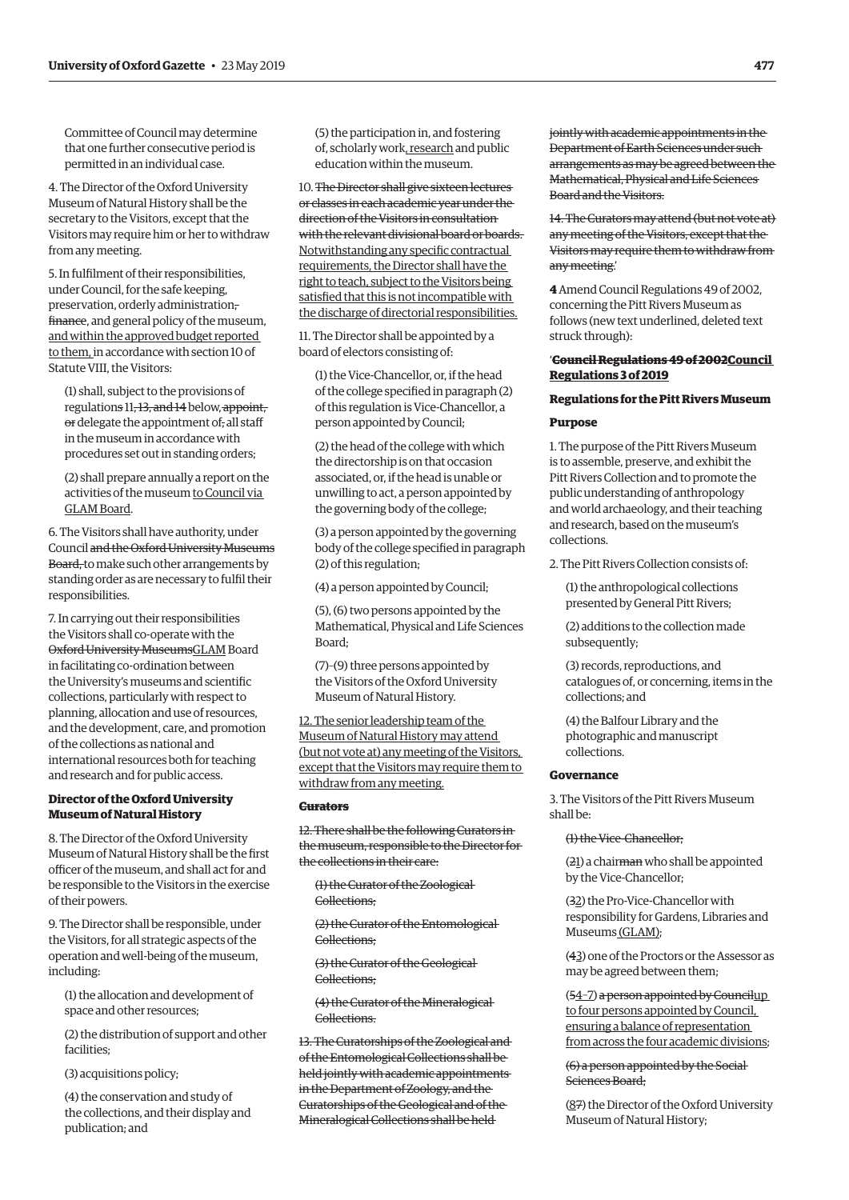Committee of Council may determine that one further consecutive period is permitted in an individual case.

4. The Director of the Oxford University Museum of Natural History shall be the secretary to the Visitors, except that the Visitors may require him or her to withdraw from any meeting.

5. In fulfilment of their responsibilities, under Council, for the safe keeping, preservation, orderly administration, ~~finance~~, and general policy of the museum, <u>and within the approved budget reported to them,</u> in accordance with section 10 of Statute VIII, the Visitors:

(1) shall, subject to the provisions of regulation~~s~~ 11~~, 13, and 14~~ below, ~~appoint, or~~ delegate the appointment of~~,~~ all staff in the museum in accordance with procedures set out in standing orders;

(2) shall prepare annually a report on the activities of the museum <u>to Council via GLAM Board</u>.

6. The Visitors shall have authority, under Council ~~and the Oxford University Museums Board,~~ to make such other arrangements by standing order as are necessary to fulfil their responsibilities.

7. In carrying out their responsibilities the Visitors shall co-operate with the ~~Oxford University Museums~~<u>GLAM</u> Board in facilitating co-ordination between the University's museums and scientific collections, particularly with respect to planning, allocation and use of resources, and the development, care, and promotion of the collections as national and international resources both for teaching and research and for public access.

**Director of the Oxford University Museum of Natural History**

8. The Director of the Oxford University Museum of Natural History shall be the first officer of the museum, and shall act for and be responsible to the Visitors in the exercise of their powers.

9. The Director shall be responsible, under the Visitors, for all strategic aspects of the operation and well-being of the museum, including:

(1) the allocation and development of space and other resources;

(2) the distribution of support and other facilities;

(3) acquisitions policy;

(4) the conservation and study of the collections, and their display and publication; and

(5) the participation in, and fostering of, scholarly work<u>, research</u> and public education within the museum.

10. ~~The Director shall give sixteen lectures or classes in each academic year under the direction of the Visitors in consultation with the relevant divisional board or boards.~~ <u>Notwithstanding any specific contractual requirements, the Director shall have the right to teach, subject to the Visitors being satisfied that this is not incompatible with the discharge of directorial responsibilities.</u>

11. The Director shall be appointed by a board of electors consisting of:

(1) the Vice-Chancellor, or, if the head of the college specified in paragraph (2) of this regulation is Vice-Chancellor, a person appointed by Council;

(2) the head of the college with which the directorship is on that occasion associated, or, if the head is unable or unwilling to act, a person appointed by the governing body of the college;

(3) a person appointed by the governing body of the college specified in paragraph (2) of this regulation;

(4) a person appointed by Council;

(5), (6) two persons appointed by the Mathematical, Physical and Life Sciences Board;

(7)–(9) three persons appointed by the Visitors of the Oxford University Museum of Natural History.

<u>12. The senior leadership team of the Museum of Natural History may attend (but not vote at) any meeting of the Visitors, except that the Visitors may require them to withdraw from any meeting.</u>

~~**Curators**~~

~~12. There shall be the following Curators in the museum, responsible to the Director for the collections in their care:~~

~~(1) the Curator of the Zoological Collections;~~

~~(2) the Curator of the Entomological Collections;~~

~~(3) the Curator of the Geological Collections;~~

~~(4) the Curator of the Mineralogical Collections.~~

~~13. The Curatorships of the Zoological and of the Entomological Collections shall be held jointly with academic appointments in the Department of Zoology, and the Curatorships of the Geological and of the Mineralogical Collections shall be held jointly with academic appointments in the Department of Earth Sciences under such arrangements as may be agreed between the Mathematical, Physical and Life Sciences Board and the Visitors.~~

~~14. The Curators may attend (but not vote at) any meeting of the Visitors, except that the Visitors may require them to withdraw from any meeting.~~'

**4** Amend Council Regulations 49 of 2002, concerning the Pitt Rivers Museum as follows (new text underlined, deleted text struck through):

'~~**Council Regulations 49 of 2002**~~<u>**Council Regulations 3 of 2019**</u>

**Regulations for the Pitt Rivers Museum**

**Purpose**

1. The purpose of the Pitt Rivers Museum is to assemble, preserve, and exhibit the Pitt Rivers Collection and to promote the public understanding of anthropology and world archaeology, and their teaching and research, based on the museum's collections.

2. The Pitt Rivers Collection consists of:

(1) the anthropological collections presented by General Pitt Rivers;

(2) additions to the collection made subsequently;

(3) records, reproductions, and catalogues of, or concerning, items in the collections; and

(4) the Balfour Library and the photographic and manuscript collections.

**Governance**

3. The Visitors of the Pitt Rivers Museum shall be:

~~(1) the Vice-Chancellor;~~

(~~2~~<u>1</u>) a chair~~man~~ who shall be appointed by the Vice-Chancellor;

(~~3~~<u>2</u>) the Pro-Vice-Chancellor with responsibility for Gardens, Libraries and Museums<u> (GLAM)</u>;

(~~4~~<u>3</u>) one of the Proctors or the Assessor as may be agreed between them;

(~~5~~<u>4–7</u>) ~~a person appointed by Council~~<u>up to four persons appointed by Council, ensuring a balance of representation from across the four academic divisions</u>;

~~(6) a person appointed by the Social Sciences Board;~~

(~~8~~<u>7</u>) the Director of the Oxford University Museum of Natural History;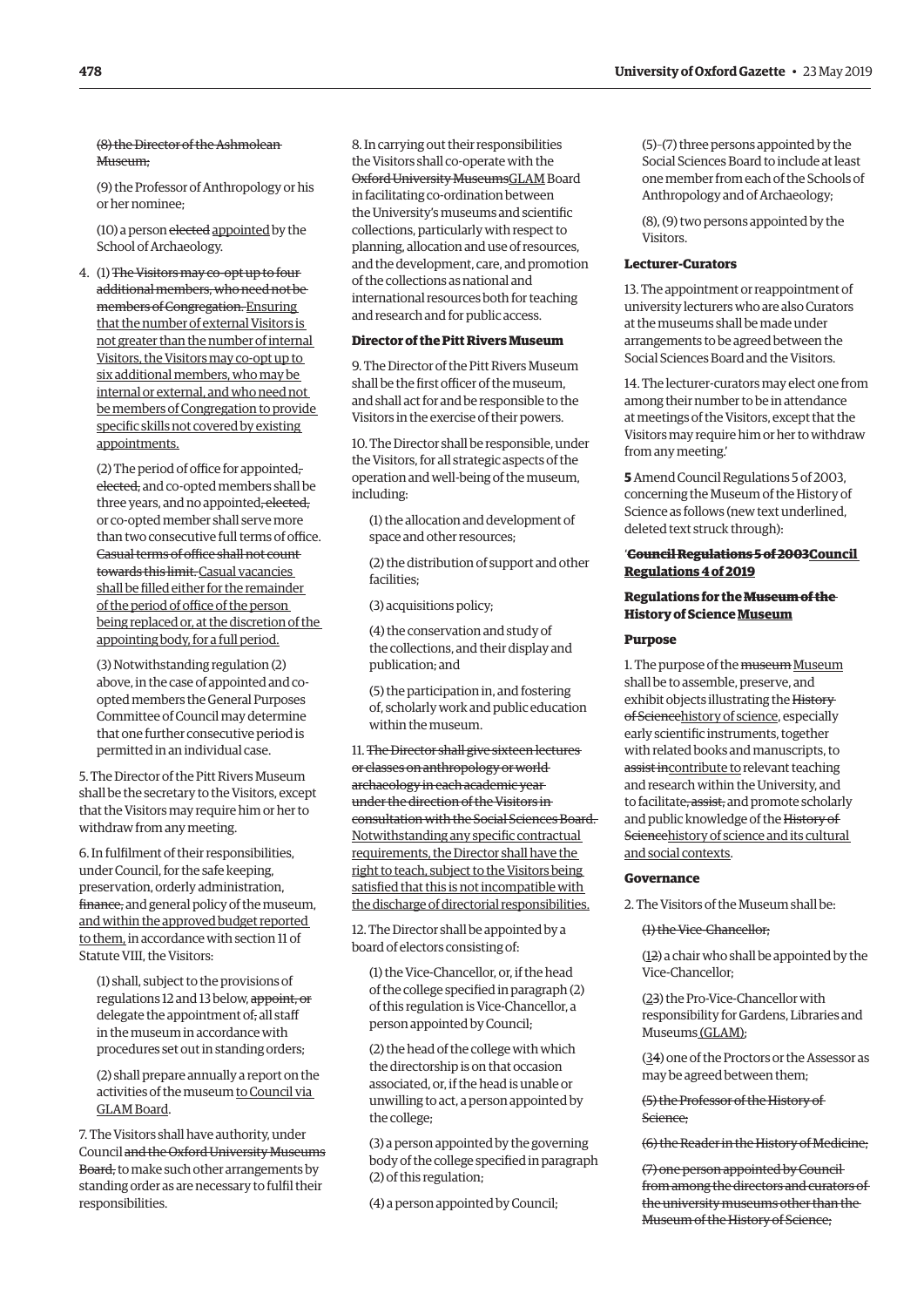~~(8) the Director of the Ashmolean Museum;~~

(9) the Professor of Anthropology or his or her nominee;

(10) a person ~~elected~~ <u>appointed</u> by the School of Archaeology.

4. (1) ~~The Visitors may co-opt up to four additional members, who need not be members of Congregation.~~ <u>Ensuring that the number of external Visitors is not greater than the number of internal Visitors, the Visitors may co-opt up to six additional members, who may be internal or external, and who need not be members of Congregation to provide specific skills not covered by existing appointments.</u>

(2) The period of office for appointed~~, elected,~~ and co-opted members shall be three years, and no appointed~~, elected,~~ or co-opted member shall serve more than two consecutive full terms of office. ~~Casual terms of office shall not count towards this limit.~~ <u>Casual vacancies shall be filled either for the remainder of the period of office of the person being replaced or, at the discretion of the appointing body, for a full period.</u>

(3) Notwithstanding regulation (2) above, in the case of appointed and co-opted members the General Purposes Committee of Council may determine that one further consecutive period is permitted in an individual case.

5. The Director of the Pitt Rivers Museum shall be the secretary to the Visitors, except that the Visitors may require him or her to withdraw from any meeting.

6. In fulfilment of their responsibilities, under Council, for the safe keeping, preservation, orderly administration, ~~finance,~~ and general policy of the museum, <u>and within the approved budget reported to them,</u> in accordance with section 11 of Statute VIII, the Visitors:

(1) shall, subject to the provisions of regulations 12 and 13 below, ~~appoint, or~~ delegate the appointment of~~,~~ all staff in the museum in accordance with procedures set out in standing orders;

(2) shall prepare annually a report on the activities of the museum <u>to Council via GLAM Board</u>.

7. The Visitors shall have authority, under Council ~~and the Oxford University Museums Board,~~ to make such other arrangements by standing order as are necessary to fulfil their responsibilities.

8. In carrying out their responsibilities the Visitors shall co-operate with the ~~Oxford University Museums~~<u>GLAM</u> Board in facilitating co-ordination between the University's museums and scientific collections, particularly with respect to planning, allocation and use of resources, and the development, care, and promotion of the collections as national and international resources both for teaching and research and for public access.

**Director of the Pitt Rivers Museum**

9. The Director of the Pitt Rivers Museum shall be the first officer of the museum, and shall act for and be responsible to the Visitors in the exercise of their powers.

10. The Director shall be responsible, under the Visitors, for all strategic aspects of the operation and well-being of the museum, including:

(1) the allocation and development of space and other resources;

(2) the distribution of support and other facilities;

(3) acquisitions policy;

(4) the conservation and study of the collections, and their display and publication; and

(5) the participation in, and fostering of, scholarly work and public education within the museum.

11. ~~The Director shall give sixteen lectures or classes on anthropology or world archaeology in each academic year under the direction of the Visitors in consultation with the Social Sciences Board.~~ <u>Notwithstanding any specific contractual requirements, the Director shall have the right to teach, subject to the Visitors being satisfied that this is not incompatible with the discharge of directorial responsibilities.</u>

12. The Director shall be appointed by a board of electors consisting of:

(1) the Vice-Chancellor, or, if the head of the college specified in paragraph (2) of this regulation is Vice-Chancellor, a person appointed by Council;

(2) the head of the college with which the directorship is on that occasion associated, or, if the head is unable or unwilling to act, a person appointed by the college;

(3) a person appointed by the governing body of the college specified in paragraph (2) of this regulation;

(4) a person appointed by Council;

(5)–(7) three persons appointed by the Social Sciences Board to include at least one member from each of the Schools of Anthropology and of Archaeology;

(8), (9) two persons appointed by the Visitors.

**Lecturer-Curators**

13. The appointment or reappointment of university lecturers who are also Curators at the museums shall be made under arrangements to be agreed between the Social Sciences Board and the Visitors.

14. The lecturer-curators may elect one from among their number to be in attendance at meetings of the Visitors, except that the Visitors may require him or her to withdraw from any meeting.'

**5** Amend Council Regulations 5 of 2003, concerning the Museum of the History of Science as follows (new text underlined, deleted text struck through):

'**~~Council Regulations 5 of 2003~~<u>Council Regulations 4 of 2019</u>**

**Regulations for the ~~Museum of the~~ History of Science <u>Museum</u>**

**Purpose**

1. The purpose of the ~~museum~~ <u>Museum</u> shall be to assemble, preserve, and exhibit objects illustrating the ~~History of Science~~<u>history of science</u>, especially early scientific instruments, together with related books and manuscripts, to ~~assist in~~<u>contribute to</u> relevant teaching and research within the University, and to facilitate~~, assist,~~ and promote scholarly and public knowledge of the ~~History of Science~~<u>history of science and its cultural and social contexts</u>.

**Governance**

2. The Visitors of the Museum shall be:

~~(1) the Vice-Chancellor;~~

(<u>1</u>~~2~~) a chair who shall be appointed by the Vice-Chancellor;

(<u>2</u>~~3~~) the Pro-Vice-Chancellor with responsibility for Gardens, Libraries and Museums <u>(GLAM)</u>;

(<u>3</u>~~4~~) one of the Proctors or the Assessor as may be agreed between them;

~~(5) the Professor of the History of Science;~~

~~(6) the Reader in the History of Medicine;~~

~~(7) one person appointed by Council from among the directors and curators of the university museums other than the Museum of the History of Science;~~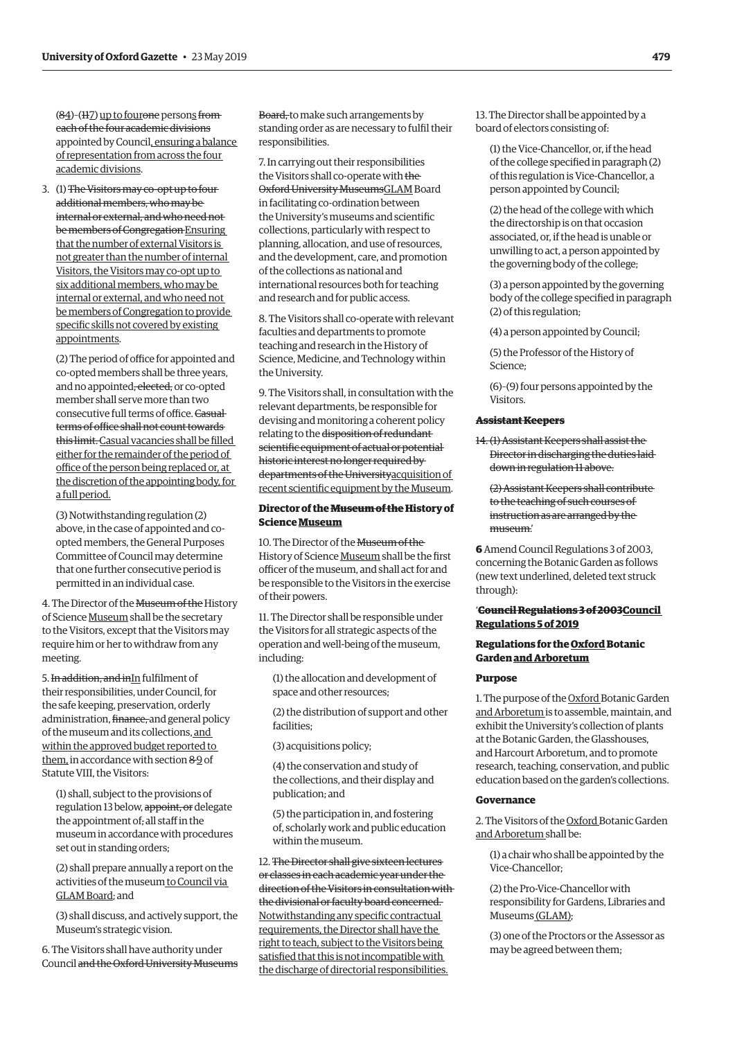(~~8~~4)–(~~11~~7) up to four~~one~~ persons ~~from each of the four academic divisions~~ appointed by Council, ensuring a balance of representation from across the four academic divisions.

3. (1) ~~The Visitors may co-opt up to four additional members, who may be internal or external, and who need not be members of Congregation~~ Ensuring that the number of external Visitors is not greater than the number of internal Visitors, the Visitors may co-opt up to six additional members, who may be internal or external, and who need not be members of Congregation to provide specific skills not covered by existing appointments.

(2) The period of office for appointed and co-opted members shall be three years, and no appointed~~, elected,~~ or co-opted member shall serve more than two consecutive full terms of office. ~~Casual terms of office shall not count towards this limit.~~ Casual vacancies shall be filled either for the remainder of the period of office of the person being replaced or, at the discretion of the appointing body, for a full period.

(3) Notwithstanding regulation (2) above, in the case of appointed and co-opted members, the General Purposes Committee of Council may determine that one further consecutive period is permitted in an individual case.

4. The Director of the ~~Museum of the~~ History of Science Museum shall be the secretary to the Visitors, except that the Visitors may require him or her to withdraw from any meeting.

5. ~~In addition, and in~~In fulfilment of their responsibilities, under Council, for the safe keeping, preservation, orderly administration, ~~finance,~~ and general policy of the museum and its collections, and within the approved budget reported to them, in accordance with section ~~8~~9 of Statute VIII, the Visitors:

(1) shall, subject to the provisions of regulation 13 below, ~~appoint, or~~ delegate the appointment of~~,~~ all staff in the museum in accordance with procedures set out in standing orders;

(2) shall prepare annually a report on the activities of the museum to Council via GLAM Board; and

(3) shall discuss, and actively support, the Museum's strategic vision.

6. The Visitors shall have authority under Council ~~and the Oxford University Museums Board,~~ to make such arrangements by standing order as are necessary to fulfil their responsibilities.

7. In carrying out their responsibilities the Visitors shall co-operate with ~~the Oxford University Museums~~GLAM Board in facilitating co-ordination between the University's museums and scientific collections, particularly with respect to planning, allocation, and use of resources, and the development, care, and promotion of the collections as national and international resources both for teaching and research and for public access.

8. The Visitors shall co-operate with relevant faculties and departments to promote teaching and research in the History of Science, Medicine, and Technology within the University.

9. The Visitors shall, in consultation with the relevant departments, be responsible for devising and monitoring a coherent policy relating to the ~~disposition of redundant scientific equipment of actual or potential historic interest no longer required by departments of the University~~acquisition of recent scientific equipment by the Museum.

**Director of the ~~Museum of the~~ History of Science Museum**

10. The Director of the ~~Museum of the~~ History of Science Museum shall be the first officer of the museum, and shall act for and be responsible to the Visitors in the exercise of their powers.

11. The Director shall be responsible under the Visitors for all strategic aspects of the operation and well-being of the museum, including:

(1) the allocation and development of space and other resources;

(2) the distribution of support and other facilities;

(3) acquisitions policy;

(4) the conservation and study of the collections, and their display and publication; and

(5) the participation in, and fostering of, scholarly work and public education within the museum.

12. ~~The Director shall give sixteen lectures or classes in each academic year under the direction of the Visitors in consultation with the divisional or faculty board concerned.~~ Notwithstanding any specific contractual requirements, the Director shall have the right to teach, subject to the Visitors being satisfied that this is not incompatible with the discharge of directorial responsibilities.

13. The Director shall be appointed by a board of electors consisting of:

(1) the Vice-Chancellor, or, if the head of the college specified in paragraph (2) of this regulation is Vice-Chancellor, a person appointed by Council;

(2) the head of the college with which the directorship is on that occasion associated, or, if the head is unable or unwilling to act, a person appointed by the governing body of the college;

(3) a person appointed by the governing body of the college specified in paragraph (2) of this regulation;

(4) a person appointed by Council;

(5) the Professor of the History of Science;

(6)–(9) four persons appointed by the Visitors.

**~~Assistant Keepers~~**

~~14. (1) Assistant Keepers shall assist the Director in discharging the duties laid down in regulation 11 above.~~

~~(2) Assistant Keepers shall contribute to the teaching of such courses of instruction as are arranged by the museum.~~'

**6** Amend Council Regulations 3 of 2003, concerning the Botanic Garden as follows (new text underlined, deleted text struck through):

'**~~Council Regulations 3 of 2003~~Council Regulations 5 of 2019**

**Regulations for the Oxford Botanic Garden and Arboretum**

**Purpose**

1. The purpose of the Oxford Botanic Garden and Arboretum is to assemble, maintain, and exhibit the University's collection of plants at the Botanic Garden, the Glasshouses, and Harcourt Arboretum, and to promote research, teaching, conservation, and public education based on the garden's collections.

**Governance**

2. The Visitors of the Oxford Botanic Garden and Arboretum shall be:

(1) a chair who shall be appointed by the Vice-Chancellor;

(2) the Pro-Vice-Chancellor with responsibility for Gardens, Libraries and Museums (GLAM);

(3) one of the Proctors or the Assessor as may be agreed between them;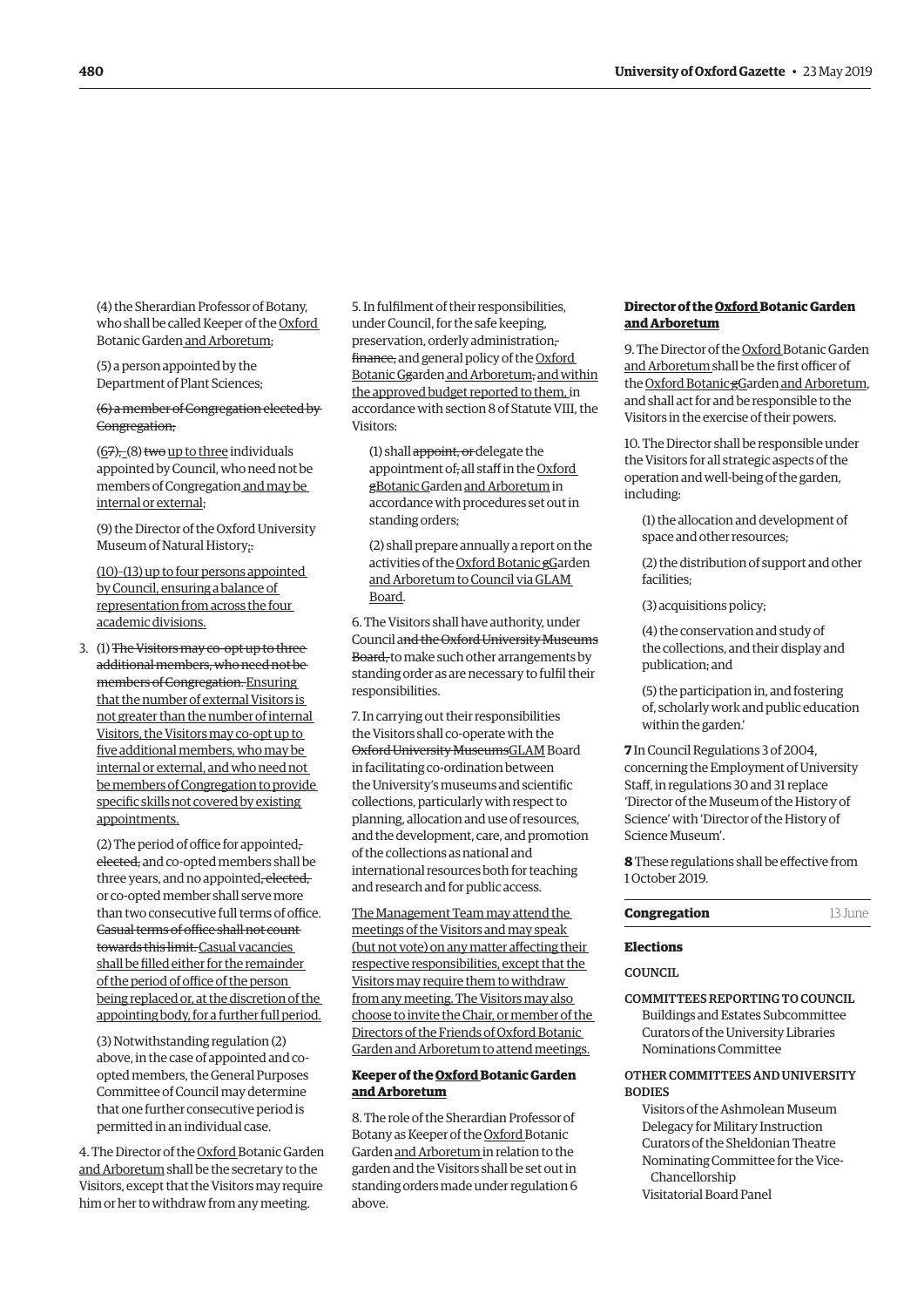(4) the Sherardian Professor of Botany, who shall be called Keeper of the Oxford Botanic Garden and Arboretum;

(5) a person appointed by the Department of Plant Sciences;

~~(6) a member of Congregation elected by Congregation;~~

(~~6~~7)~~,~~–(8) ~~two~~ up to three individuals appointed by Council, who need not be members of Congregation and may be internal or external;

(9) the Director of the Oxford University Museum of Natural History;.

(10)–(13) up to four persons appointed by Council, ensuring a balance of representation from across the four academic divisions.

3\. (1) ~~The Visitors may co-opt up to three additional members, who need not be members of Congregation.~~ Ensuring that the number of external Visitors is not greater than the number of internal Visitors, the Visitors may co-opt up to five additional members, who may be internal or external, and who need not be members of Congregation to provide specific skills not covered by existing appointments.

(2) The period of office for appointed~~, elected,~~ and co-opted members shall be three years, and no appointed~~, elected,~~ or co-opted member shall serve more than two consecutive full terms of office. ~~Casual terms of office shall not count towards this limit.~~ Casual vacancies shall be filled either for the remainder of the period of office of the person being replaced or, at the discretion of the appointing body, for a further full period.

(3) Notwithstanding regulation (2) above, in the case of appointed and co-opted members, the General Purposes Committee of Council may determine that one further consecutive period is permitted in an individual case.

4\. The Director of the Oxford Botanic Garden and Arboretum shall be the secretary to the Visitors, except that the Visitors may require him or her to withdraw from any meeting.

5\. In fulfilment of their responsibilities, under Council, for the safe keeping, preservation, orderly administration~~, finance,~~ and general policy of the Oxford Botanic ~~G~~garden and Arboretum~~,~~ and within the approved budget reported to them, in accordance with section 8 of Statute VIII, the Visitors:

(1) shall ~~appoint, or~~ delegate the appointment of~~,~~ all staff in the Oxford ~~g~~Botanic Garden and Arboretum in accordance with procedures set out in standing orders;

(2) shall prepare annually a report on the activities of the Oxford Botanic ~~g~~Garden and Arboretum to Council via GLAM Board.

6\. The Visitors shall have authority, under Council ~~and the Oxford University Museums Board,~~ to make such other arrangements by standing order as are necessary to fulfil their responsibilities.

7\. In carrying out their responsibilities the Visitors shall co-operate with the ~~Oxford University Museums~~GLAM Board in facilitating co-ordination between the University's museums and scientific collections, particularly with respect to planning, allocation and use of resources, and the development, care, and promotion of the collections as national and international resources both for teaching and research and for public access.

The Management Team may attend the meetings of the Visitors and may speak (but not vote) on any matter affecting their respective responsibilities, except that the Visitors may require them to withdraw from any meeting. The Visitors may also choose to invite the Chair, or member of the Directors of the Friends of Oxford Botanic Garden and Arboretum to attend meetings.

**Keeper of the Oxford Botanic Garden and Arboretum**

8\. The role of the Sherardian Professor of Botany as Keeper of the Oxford Botanic Garden and Arboretum in relation to the garden and the Visitors shall be set out in standing orders made under regulation 6 above.

**Director of the Oxford Botanic Garden and Arboretum**

9\. The Director of the Oxford Botanic Garden and Arboretum shall be the first officer of the Oxford Botanic ~~g~~Garden and Arboretum, and shall act for and be responsible to the Visitors in the exercise of their powers.

10\. The Director shall be responsible under the Visitors for all strategic aspects of the operation and well-being of the garden, including:

(1) the allocation and development of space and other resources;

(2) the distribution of support and other facilities;

(3) acquisitions policy;

(4) the conservation and study of the collections, and their display and publication; and

(5) the participation in, and fostering of, scholarly work and public education within the garden.'

**7** In Council Regulations 3 of 2004, concerning the Employment of University Staff, in regulations 30 and 31 replace 'Director of the Museum of the History of Science' with 'Director of the History of Science Museum'.

**8** These regulations shall be effective from 1 October 2019.

## Congregation 13 June

### Elections

COUNCIL

COMMITTEES REPORTING TO COUNCIL

- Buildings and Estates Subcommittee
- Curators of the University Libraries
- Nominations Committee

OTHER COMMITTEES AND UNIVERSITY BODIES

- Visitors of the Ashmolean Museum
- Delegacy for Military Instruction
- Curators of the Sheldonian Theatre
- Nominating Committee for the Vice-Chancellorship
- Visitatorial Board Panel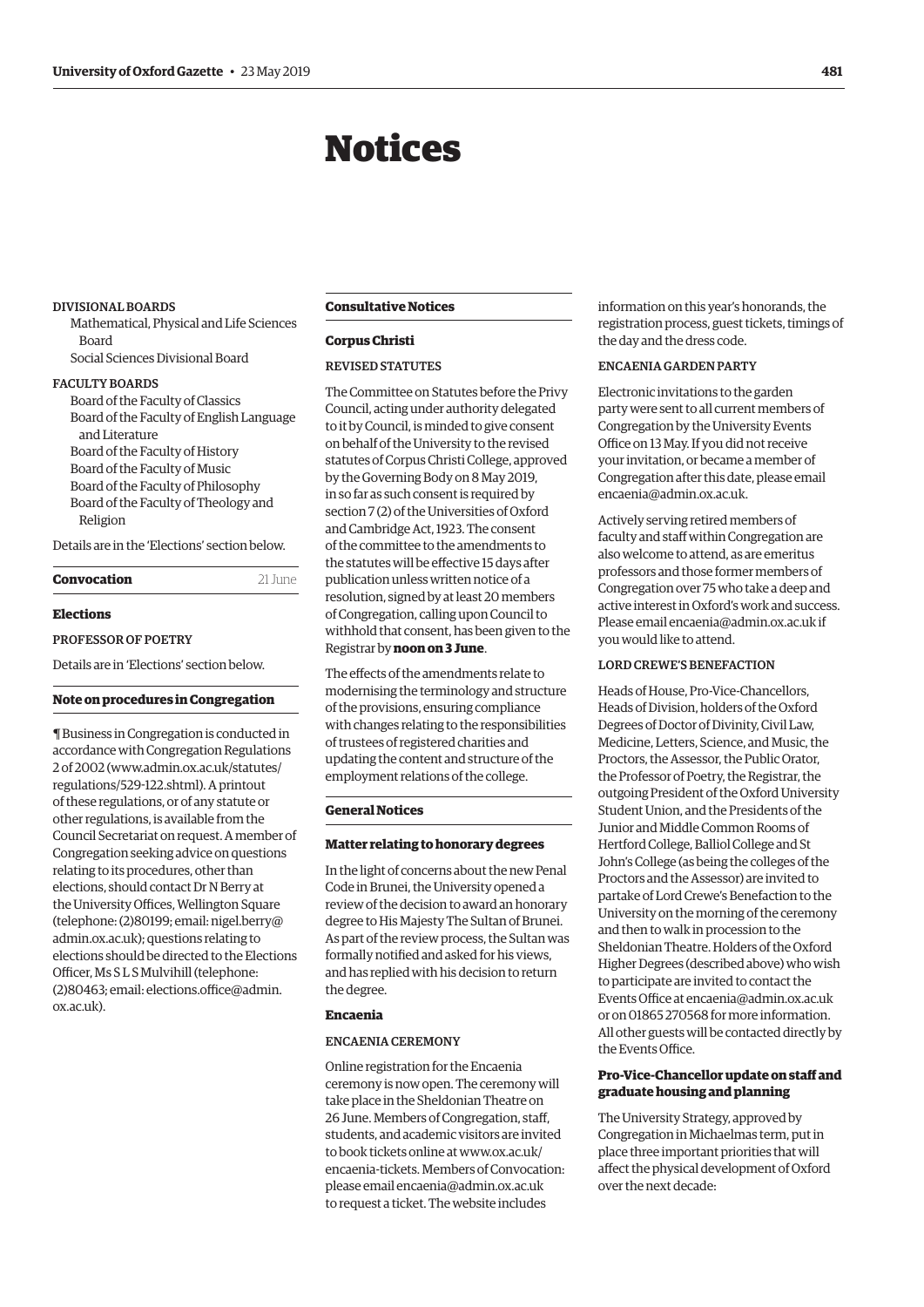# Notices

DIVISIONAL BOARDS

- Mathematical, Physical and Life Sciences Board
- Social Sciences Divisional Board

FACULTY BOARDS

- Board of the Faculty of Classics
- Board of the Faculty of English Language and Literature
- Board of the Faculty of History
- Board of the Faculty of Music
- Board of the Faculty of Philosophy
- Board of the Faculty of Theology and Religion

Details are in the 'Elections' section below.

**Convocation** 21 June

**Elections**

PROFESSOR OF POETRY

Details are in 'Elections' section below.

**Note on procedures in Congregation**

¶ Business in Congregation is conducted in accordance with Congregation Regulations 2 of 2002 (www.admin.ox.ac.uk/statutes/regulations/529-122.shtml). A printout of these regulations, or of any statute or other regulations, is available from the Council Secretariat on request. A member of Congregation seeking advice on questions relating to its procedures, other than elections, should contact Dr N Berry at the University Offices, Wellington Square (telephone: (2)80199; email: nigel.berry@admin.ox.ac.uk); questions relating to elections should be directed to the Elections Officer, Ms S L S Mulvihill (telephone: (2)80463; email: elections.office@admin.ox.ac.uk).

**Consultative Notices**

**Corpus Christi**

REVISED STATUTES

The Committee on Statutes before the Privy Council, acting under authority delegated to it by Council, is minded to give consent on behalf of the University to the revised statutes of Corpus Christi College, approved by the Governing Body on 8 May 2019, in so far as such consent is required by section 7 (2) of the Universities of Oxford and Cambridge Act, 1923. The consent of the committee to the amendments to the statutes will be effective 15 days after publication unless written notice of a resolution, signed by at least 20 members of Congregation, calling upon Council to withhold that consent, has been given to the Registrar by **noon on 3 June**.

The effects of the amendments relate to modernising the terminology and structure of the provisions, ensuring compliance with changes relating to the responsibilities of trustees of registered charities and updating the content and structure of the employment relations of the college.

**General Notices**

**Matter relating to honorary degrees**

In the light of concerns about the new Penal Code in Brunei, the University opened a review of the decision to award an honorary degree to His Majesty The Sultan of Brunei. As part of the review process, the Sultan was formally notified and asked for his views, and has replied with his decision to return the degree.

**Encaenia**

ENCAENIA CEREMONY

Online registration for the Encaenia ceremony is now open. The ceremony will take place in the Sheldonian Theatre on 26 June. Members of Congregation, staff, students, and academic visitors are invited to book tickets online at www.ox.ac.uk/encaenia-tickets. Members of Convocation: please email encaenia@admin.ox.ac.uk to request a ticket. The website includes information on this year's honorands, the registration process, guest tickets, timings of the day and the dress code.

ENCAENIA GARDEN PARTY

Electronic invitations to the garden party were sent to all current members of Congregation by the University Events Office on 13 May. If you did not receive your invitation, or became a member of Congregation after this date, please email encaenia@admin.ox.ac.uk.

Actively serving retired members of faculty and staff within Congregation are also welcome to attend, as are emeritus professors and those former members of Congregation over 75 who take a deep and active interest in Oxford's work and success. Please email encaenia@admin.ox.ac.uk if you would like to attend.

LORD CREWE'S BENEFACTION

Heads of House, Pro-Vice-Chancellors, Heads of Division, holders of the Oxford Degrees of Doctor of Divinity, Civil Law, Medicine, Letters, Science, and Music, the Proctors, the Assessor, the Public Orator, the Professor of Poetry, the Registrar, the outgoing President of the Oxford University Student Union, and the Presidents of the Junior and Middle Common Rooms of Hertford College, Balliol College and St John's College (as being the colleges of the Proctors and the Assessor) are invited to partake of Lord Crewe's Benefaction to the University on the morning of the ceremony and then to walk in procession to the Sheldonian Theatre. Holders of the Oxford Higher Degrees (described above) who wish to participate are invited to contact the Events Office at encaenia@admin.ox.ac.uk or on 01865 270568 for more information. All other guests will be contacted directly by the Events Office.

**Pro-Vice-Chancellor update on staff and graduate housing and planning**

The University Strategy, approved by Congregation in Michaelmas term, put in place three important priorities that will affect the physical development of Oxford over the next decade: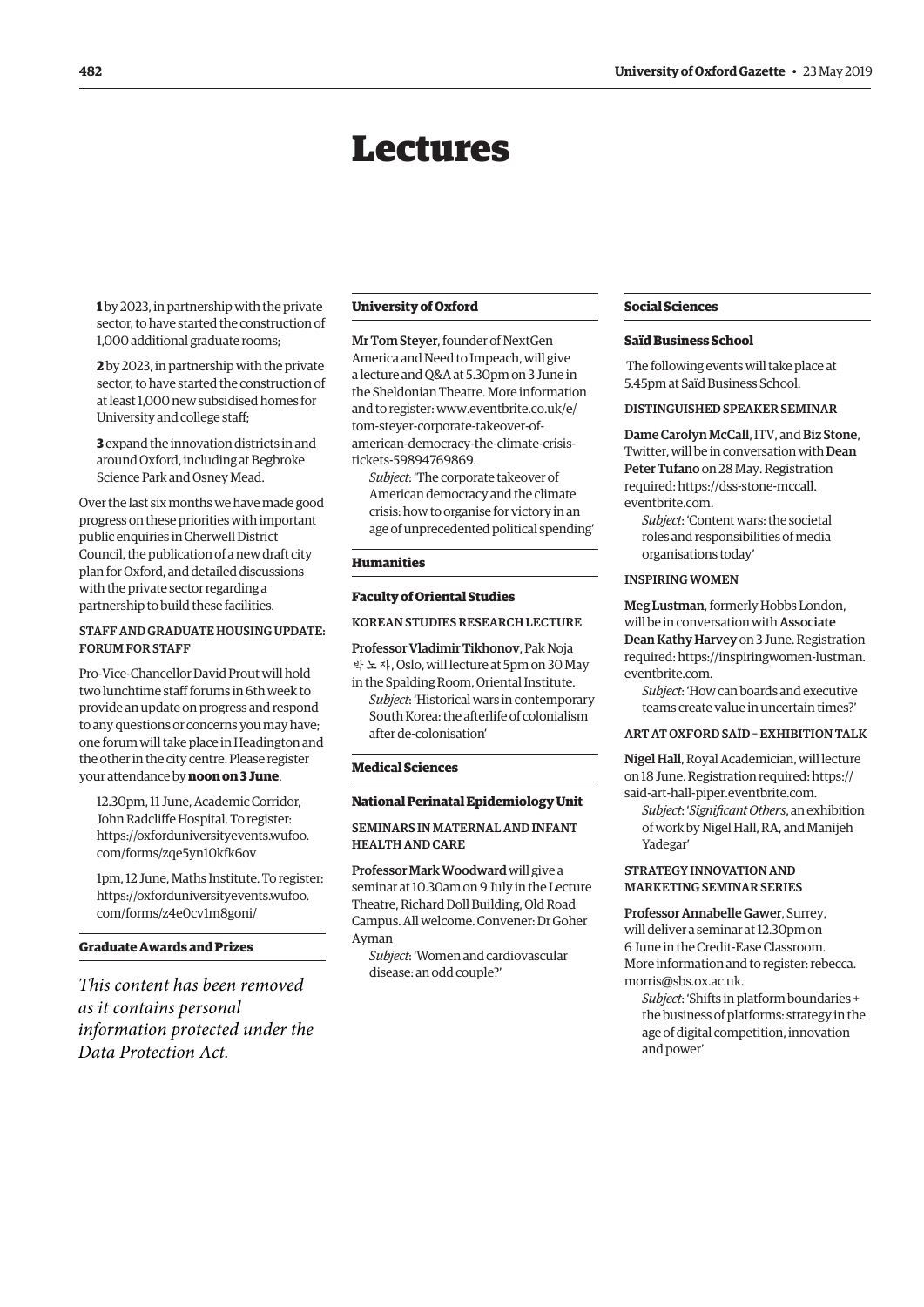# Lectures

**1** by 2023, in partnership with the private sector, to have started the construction of 1,000 additional graduate rooms;

**2** by 2023, in partnership with the private sector, to have started the construction of at least 1,000 new subsidised homes for University and college staff;

**3** expand the innovation districts in and around Oxford, including at Begbroke Science Park and Osney Mead.

Over the last six months we have made good progress on these priorities with important public enquiries in Cherwell District Council, the publication of a new draft city plan for Oxford, and detailed discussions with the private sector regarding a partnership to build these facilities.

#### STAFF AND GRADUATE HOUSING UPDATE: FORUM FOR STAFF

Pro-Vice-Chancellor David Prout will hold two lunchtime staff forums in 6th week to provide an update on progress and respond to any questions or concerns you may have; one forum will take place in Headington and the other in the city centre. Please register your attendance by **noon on 3 June**.

12.30pm, 11 June, Academic Corridor, John Radcliffe Hospital. To register: https://oxforduniversityevents.wufoo.com/forms/zqe5yn10kfk6ov

1pm, 12 June, Maths Institute. To register: https://oxforduniversityevents.wufoo.com/forms/z4e0cv1m8goni/

## Graduate Awards and Prizes

*This content has been removed as it contains personal information protected under the Data Protection Act.*

## University of Oxford

**Mr Tom Steyer**, founder of NextGen America and Need to Impeach, will give a lecture and Q&A at 5.30pm on 3 June in the Sheldonian Theatre. More information and to register: www.eventbrite.co.uk/e/tom-steyer-corporate-takeover-of-american-democracy-the-climate-crisis-tickets-59894769869.

*Subject*: 'The corporate takeover of American democracy and the climate crisis: how to organise for victory in an age of unprecedented political spending'

## Humanities

### Faculty of Oriental Studies

#### KOREAN STUDIES RESEARCH LECTURE

**Professor Vladimir Tikhonov**, Pak Noja 박노자, Oslo, will lecture at 5pm on 30 May in the Spalding Room, Oriental Institute.

*Subject*: 'Historical wars in contemporary South Korea: the afterlife of colonialism after de-colonisation'

## Medical Sciences

### National Perinatal Epidemiology Unit

#### SEMINARS IN MATERNAL AND INFANT HEALTH AND CARE

**Professor Mark Woodward** will give a seminar at 10.30am on 9 July in the Lecture Theatre, Richard Doll Building, Old Road Campus. All welcome. Convener: Dr Goher Ayman

*Subject*: 'Women and cardiovascular disease: an odd couple?'

## Social Sciences

### Saïd Business School

The following events will take place at 5.45pm at Saïd Business School.

#### DISTINGUISHED SPEAKER SEMINAR

**Dame Carolyn McCall**, ITV, and **Biz Stone**, Twitter, will be in conversation with **Dean Peter Tufano** on 28 May. Registration required: https://dss-stone-mccall.eventbrite.com.

*Subject*: 'Content wars: the societal roles and responsibilities of media organisations today'

#### INSPIRING WOMEN

**Meg Lustman**, formerly Hobbs London, will be in conversation with **Associate Dean Kathy Harvey** on 3 June. Registration required: https://inspiringwomen-lustman.eventbrite.com.

*Subject*: 'How can boards and executive teams create value in uncertain times?'

#### ART AT OXFORD SAÏD – EXHIBITION TALK

**Nigel Hall**, Royal Academician, will lecture on 18 June. Registration required: https://said-art-hall-piper.eventbrite.com.

*Subject*: '*Significant Others*, an exhibition of work by Nigel Hall, RA, and Manijeh Yadegar'

#### STRATEGY INNOVATION AND MARKETING SEMINAR SERIES

**Professor Annabelle Gawer**, Surrey, will deliver a seminar at 12.30pm on 6 June in the Credit-Ease Classroom. More information and to register: rebecca.morris@sbs.ox.ac.uk.

*Subject*: 'Shifts in platform boundaries + the business of platforms: strategy in the age of digital competition, innovation and power'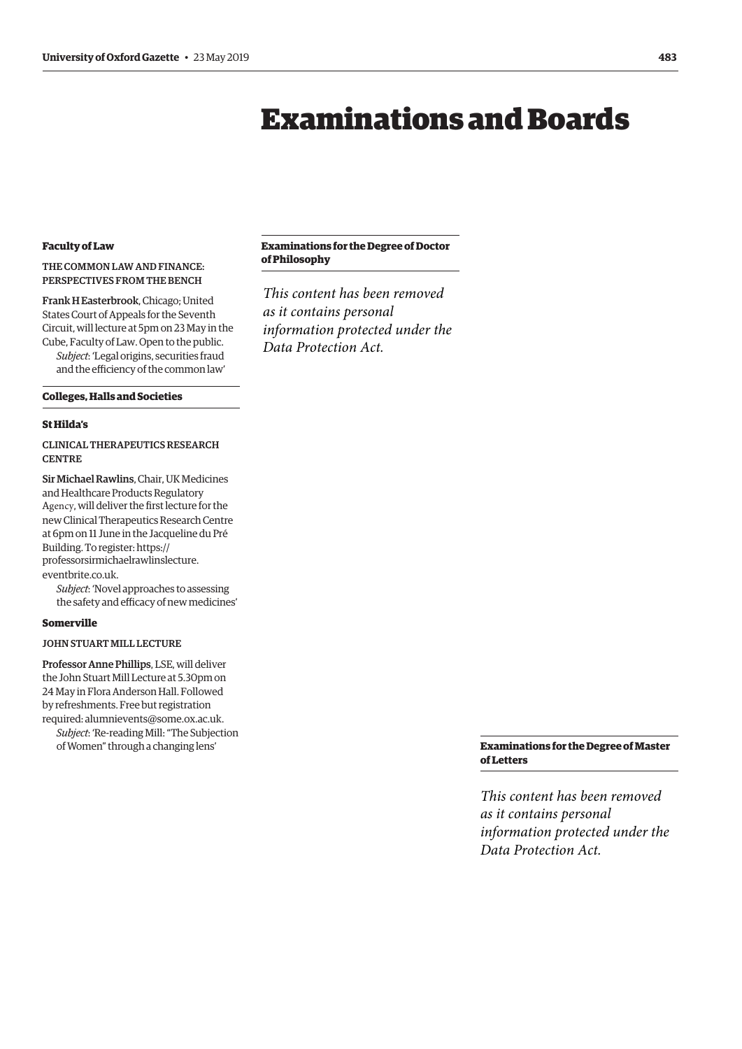# Examinations and Boards

#### Faculty of Law

THE COMMON LAW AND FINANCE: PERSPECTIVES FROM THE BENCH

**Frank H Easterbrook**, Chicago; United States Court of Appeals for the Seventh Circuit, will lecture at 5pm on 23 May in the Cube, Faculty of Law. Open to the public.

*Subject*: 'Legal origins, securities fraud and the efficiency of the common law'

### Colleges, Halls and Societies

#### St Hilda's

CLINICAL THERAPEUTICS RESEARCH CENTRE

**Sir Michael Rawlins**, Chair, UK Medicines and Healthcare Products Regulatory Agency, will deliver the first lecture for the new Clinical Therapeutics Research Centre at 6pm on 11 June in the Jacqueline du Pré Building. To register: https://professorsirmichaelrawlinslecture.eventbrite.co.uk.

*Subject*: 'Novel approaches to assessing the safety and efficacy of new medicines'

#### Somerville

JOHN STUART MILL LECTURE

**Professor Anne Phillips**, LSE, will deliver the John Stuart Mill Lecture at 5.30pm on 24 May in Flora Anderson Hall. Followed by refreshments. Free but registration required: alumnievents@some.ox.ac.uk.

*Subject*: 'Re-reading Mill: "The Subjection of Women" through a changing lens'

### Examinations for the Degree of Doctor of Philosophy

*This content has been removed as it contains personal information protected under the Data Protection Act.*

### Examinations for the Degree of Master of Letters

*This content has been removed as it contains personal information protected under the Data Protection Act.*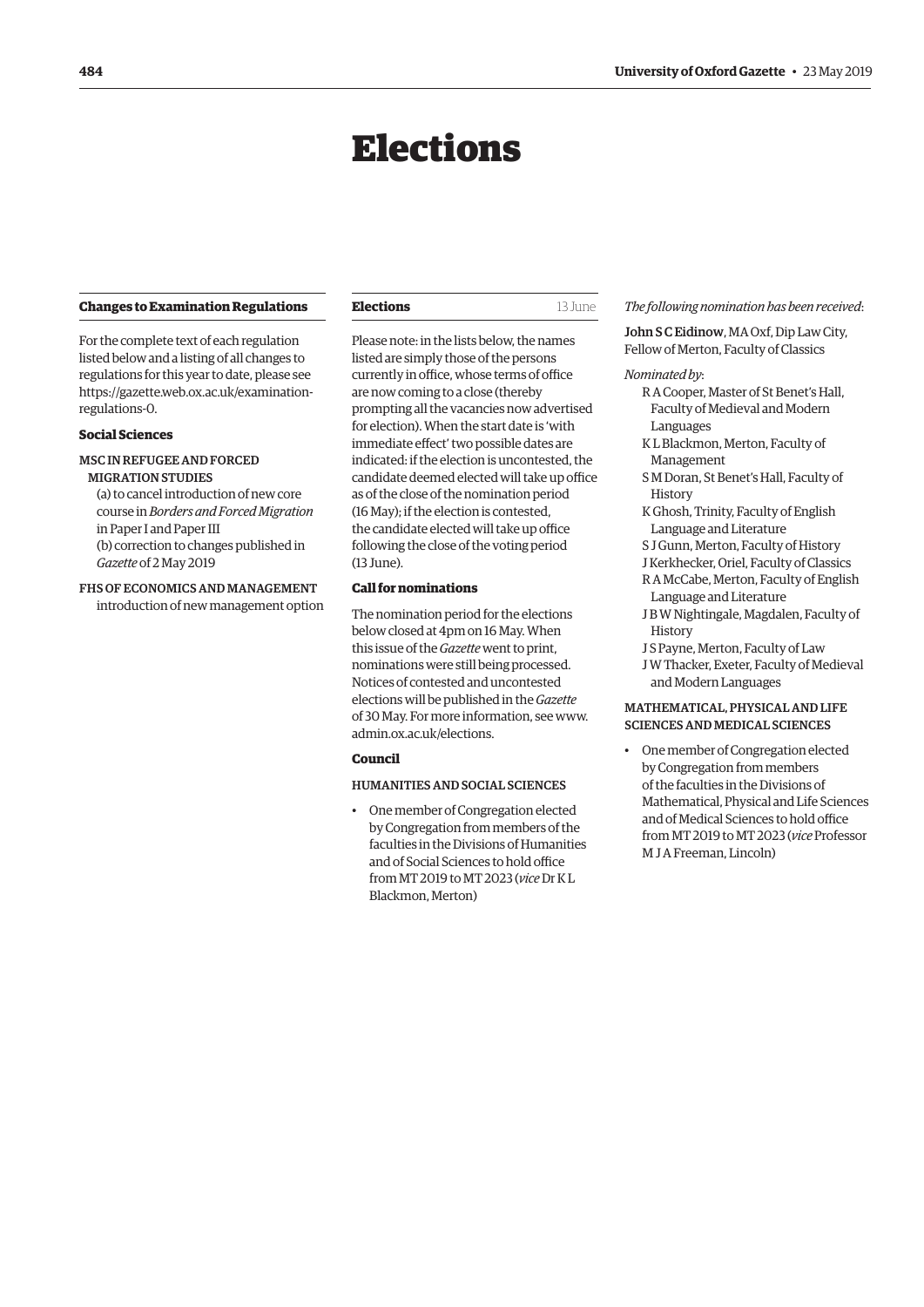# Elections

### Changes to Examination Regulations

For the complete text of each regulation listed below and a listing of all changes to regulations for this year to date, please see https://gazette.web.ox.ac.uk/examination-regulations-0.

#### Social Sciences

MSC IN REFUGEE AND FORCED MIGRATION STUDIES

(a) to cancel introduction of new core course in *Borders and Forced Migration* in Paper I and Paper III
(b) correction to changes published in *Gazette* of 2 May 2019

FHS OF ECONOMICS AND MANAGEMENT

introduction of new management option

### Elections 13 June

Please note: in the lists below, the names listed are simply those of the persons currently in office, whose terms of office are now coming to a close (thereby prompting all the vacancies now advertised for election). When the start date is 'with immediate effect' two possible dates are indicated: if the election is uncontested, the candidate deemed elected will take up office as of the close of the nomination period (16 May); if the election is contested, the candidate elected will take up office following the close of the voting period (13 June).

#### Call for nominations

The nomination period for the elections below closed at 4pm on 16 May. When this issue of the *Gazette* went to print, nominations were still being processed. Notices of contested and uncontested elections will be published in the *Gazette* of 30 May. For more information, see www.admin.ox.ac.uk/elections.

#### Council

HUMANITIES AND SOCIAL SCIENCES

- One member of Congregation elected by Congregation from members of the faculties in the Divisions of Humanities and of Social Sciences to hold office from MT 2019 to MT 2023 (*vice* Dr K L Blackmon, Merton)

*The following nomination has been received*:

John S C Eidinow, MA Oxf, Dip Law City, Fellow of Merton, Faculty of Classics

*Nominated by*:

R A Cooper, Master of St Benet's Hall, Faculty of Medieval and Modern Languages
K L Blackmon, Merton, Faculty of Management
S M Doran, St Benet's Hall, Faculty of History
K Ghosh, Trinity, Faculty of English Language and Literature
S J Gunn, Merton, Faculty of History
J Kerkhecker, Oriel, Faculty of Classics
R A McCabe, Merton, Faculty of English Language and Literature
J B W Nightingale, Magdalen, Faculty of History
J S Payne, Merton, Faculty of Law
J W Thacker, Exeter, Faculty of Medieval and Modern Languages

MATHEMATICAL, PHYSICAL AND LIFE SCIENCES AND MEDICAL SCIENCES

- One member of Congregation elected by Congregation from members of the faculties in the Divisions of Mathematical, Physical and Life Sciences and of Medical Sciences to hold office from MT 2019 to MT 2023 (*vice* Professor M J A Freeman, Lincoln)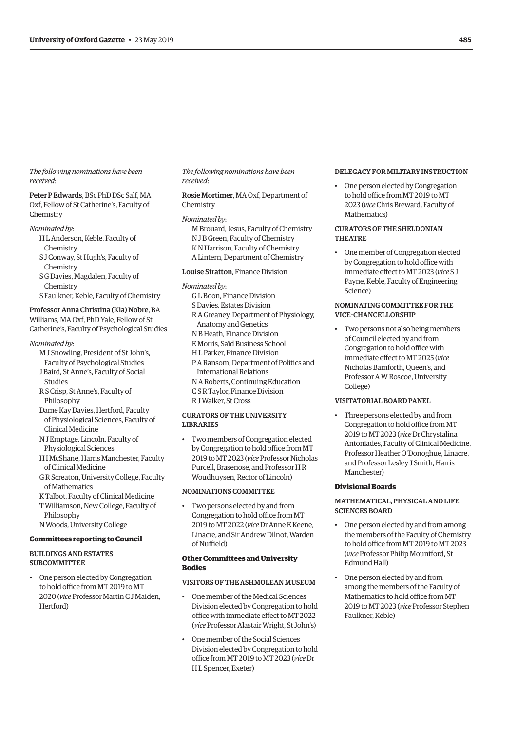*The following nominations have been received*:

Peter P Edwards, BSc PhD DSc Salf, MA Oxf, Fellow of St Catherine's, Faculty of Chemistry

*Nominated by*:

- H L Anderson, Keble, Faculty of Chemistry
- S J Conway, St Hugh's, Faculty of Chemistry
- S G Davies, Magdalen, Faculty of Chemistry
- S Faulkner, Keble, Faculty of Chemistry

Professor Anna Christina (Kia) Nobre, BA Williams, MA Oxf, PhD Yale, Fellow of St Catherine's, Faculty of Psychological Studies

*Nominated by*:

- M J Snowling, President of St John's, Faculty of Psychological Studies
- J Baird, St Anne's, Faculty of Social Studies
- R S Crisp, St Anne's, Faculty of Philosophy
- Dame Kay Davies, Hertford, Faculty of Physiological Sciences, Faculty of Clinical Medicine
- N J Emptage, Lincoln, Faculty of Physiological Sciences
- H I McShane, Harris Manchester, Faculty of Clinical Medicine
- G R Screaton, University College, Faculty of Mathematics
- K Talbot, Faculty of Clinical Medicine
- T Williamson, New College, Faculty of Philosophy
- N Woods, University College

## Committees reporting to Council

### BUILDINGS AND ESTATES SUBCOMMITTEE

- One person elected by Congregation to hold office from MT 2019 to MT 2020 (*vice* Professor Martin C J Maiden, Hertford)

*The following nominations have been received*:

Rosie Mortimer, MA Oxf, Department of Chemistry

*Nominated by*:

- M Brouard, Jesus, Faculty of Chemistry
- N J B Green, Faculty of Chemistry
- K N Harrison, Faculty of Chemistry
- A Lintern, Department of Chemistry

Louise Stratton, Finance Division

*Nominated by*:

- G L Boon, Finance Division
- S Davies, Estates Division
- R A Greaney, Department of Physiology, Anatomy and Genetics
- N B Heath, Finance Division
- E Morris, Saïd Business School
- H L Parker, Finance Division
- P A Ransom, Department of Politics and International Relations
- N A Roberts, Continuing Education
- C S R Taylor, Finance Division
- R J Walker, St Cross

### CURATORS OF THE UNIVERSITY LIBRARIES

- Two members of Congregation elected by Congregation to hold office from MT 2019 to MT 2023 (*vice* Professor Nicholas Purcell, Brasenose, and Professor H R Woudhuysen, Rector of Lincoln)

### NOMINATIONS COMMITTEE

- Two persons elected by and from Congregation to hold office from MT 2019 to MT 2022 (*vice* Dr Anne E Keene, Linacre, and Sir Andrew Dilnot, Warden of Nuffield)

## Other Committees and University Bodies

### VISITORS OF THE ASHMOLEAN MUSEUM

- One member of the Medical Sciences Division elected by Congregation to hold office with immediate effect to MT 2022 (*vice* Professor Alastair Wright, St John's)
- One member of the Social Sciences Division elected by Congregation to hold office from MT 2019 to MT 2023 (*vice* Dr H L Spencer, Exeter)

### DELEGACY FOR MILITARY INSTRUCTION

- One person elected by Congregation to hold office from MT 2019 to MT 2023 (*vice* Chris Breward, Faculty of Mathematics)

### CURATORS OF THE SHELDONIAN THEATRE

- One member of Congregation elected by Congregation to hold office with immediate effect to MT 2023 (*vice* S J Payne, Keble, Faculty of Engineering Science)

### NOMINATING COMMITTEE FOR THE VICE-CHANCELLORSHIP

- Two persons not also being members of Council elected by and from Congregation to hold office with immediate effect to MT 2025 (*vice* Nicholas Bamforth, Queen's, and Professor A W Roscoe, University College)

### VISITATORIAL BOARD PANEL

- Three persons elected by and from Congregation to hold office from MT 2019 to MT 2023 (*vice* Dr Chrystalina Antoniades, Faculty of Clinical Medicine, Professor Heather O'Donoghue, Linacre, and Professor Lesley J Smith, Harris Manchester)

## Divisional Boards

### MATHEMATICAL, PHYSICAL AND LIFE SCIENCES BOARD

- One person elected by and from among the members of the Faculty of Chemistry to hold office from MT 2019 to MT 2023 (*vice* Professor Philip Mountford, St Edmund Hall)
- One person elected by and from among the members of the Faculty of Mathematics to hold office from MT 2019 to MT 2023 (*vice* Professor Stephen Faulkner, Keble)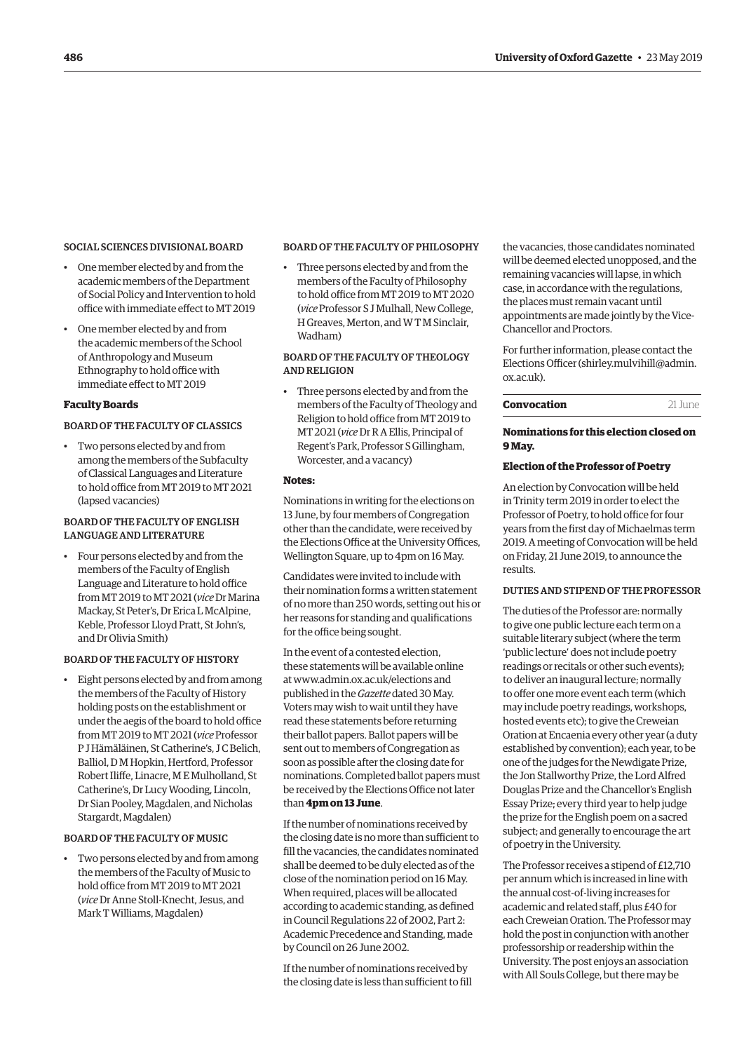SOCIAL SCIENCES DIVISIONAL BOARD

- One member elected by and from the academic members of the Department of Social Policy and Intervention to hold office with immediate effect to MT 2019
- One member elected by and from the academic members of the School of Anthropology and Museum Ethnography to hold office with immediate effect to MT 2019

**Faculty Boards**

BOARD OF THE FACULTY OF CLASSICS

- Two persons elected by and from among the members of the Subfaculty of Classical Languages and Literature to hold office from MT 2019 to MT 2021 (lapsed vacancies)

BOARD OF THE FACULTY OF ENGLISH LANGUAGE AND LITERATURE

- Four persons elected by and from the members of the Faculty of English Language and Literature to hold office from MT 2019 to MT 2021 (*vice* Dr Marina Mackay, St Peter's, Dr Erica L McAlpine, Keble, Professor Lloyd Pratt, St John's, and Dr Olivia Smith)

BOARD OF THE FACULTY OF HISTORY

- Eight persons elected by and from among the members of the Faculty of History holding posts on the establishment or under the aegis of the board to hold office from MT 2019 to MT 2021 (*vice* Professor P J Hämäläinen, St Catherine's, J C Belich, Balliol, D M Hopkin, Hertford, Professor Robert Iliffe, Linacre, M E Mulholland, St Catherine's, Dr Lucy Wooding, Lincoln, Dr Sian Pooley, Magdalen, and Nicholas Stargardt, Magdalen)

BOARD OF THE FACULTY OF MUSIC

- Two persons elected by and from among the members of the Faculty of Music to hold office from MT 2019 to MT 2021 (*vice* Dr Anne Stoll-Knecht, Jesus, and Mark T Williams, Magdalen)

BOARD OF THE FACULTY OF PHILOSOPHY

- Three persons elected by and from the members of the Faculty of Philosophy to hold office from MT 2019 to MT 2020 (*vice* Professor S J Mulhall, New College, H Greaves, Merton, and W T M Sinclair, Wadham)

BOARD OF THE FACULTY OF THEOLOGY AND RELIGION

- Three persons elected by and from the members of the Faculty of Theology and Religion to hold office from MT 2019 to MT 2021 (*vice* Dr R A Ellis, Principal of Regent's Park, Professor S Gillingham, Worcester, and a vacancy)

**Notes:**

Nominations in writing for the elections on 13 June, by four members of Congregation other than the candidate, were received by the Elections Office at the University Offices, Wellington Square, up to 4pm on 16 May.

Candidates were invited to include with their nomination forms a written statement of no more than 250 words, setting out his or her reasons for standing and qualifications for the office being sought.

In the event of a contested election, these statements will be available online at www.admin.ox.ac.uk/elections and published in the *Gazette* dated 30 May. Voters may wish to wait until they have read these statements before returning their ballot papers. Ballot papers will be sent out to members of Congregation as soon as possible after the closing date for nominations. Completed ballot papers must be received by the Elections Office not later than **4pm on 13 June**.

If the number of nominations received by the closing date is no more than sufficient to fill the vacancies, the candidates nominated shall be deemed to be duly elected as of the close of the nomination period on 16 May. When required, places will be allocated according to academic standing, as defined in Council Regulations 22 of 2002, Part 2: Academic Precedence and Standing, made by Council on 26 June 2002.

If the number of nominations received by the closing date is less than sufficient to fill the vacancies, those candidates nominated will be deemed elected unopposed, and the remaining vacancies will lapse, in which case, in accordance with the regulations, the places must remain vacant until appointments are made jointly by the Vice-Chancellor and Proctors.

For further information, please contact the Elections Officer (shirley.mulvihill@admin.ox.ac.uk).

## Convocation — 21 June

**Nominations for this election closed on 9 May.**

**Election of the Professor of Poetry**

An election by Convocation will be held in Trinity term 2019 in order to elect the Professor of Poetry, to hold office for four years from the first day of Michaelmas term 2019. A meeting of Convocation will be held on Friday, 21 June 2019, to announce the results.

DUTIES AND STIPEND OF THE PROFESSOR

The duties of the Professor are: normally to give one public lecture each term on a suitable literary subject (where the term 'public lecture' does not include poetry readings or recitals or other such events); to deliver an inaugural lecture; normally to offer one more event each term (which may include poetry readings, workshops, hosted events etc); to give the Creweian Oration at Encaenia every other year (a duty established by convention); each year, to be one of the judges for the Newdigate Prize, the Jon Stallworthy Prize, the Lord Alfred Douglas Prize and the Chancellor's English Essay Prize; every third year to help judge the prize for the English poem on a sacred subject; and generally to encourage the art of poetry in the University.

The Professor receives a stipend of £12,710 per annum which is increased in line with the annual cost-of-living increases for academic and related staff, plus £40 for each Creweian Oration. The Professor may hold the post in conjunction with another professorship or readership within the University. The post enjoys an association with All Souls College, but there may be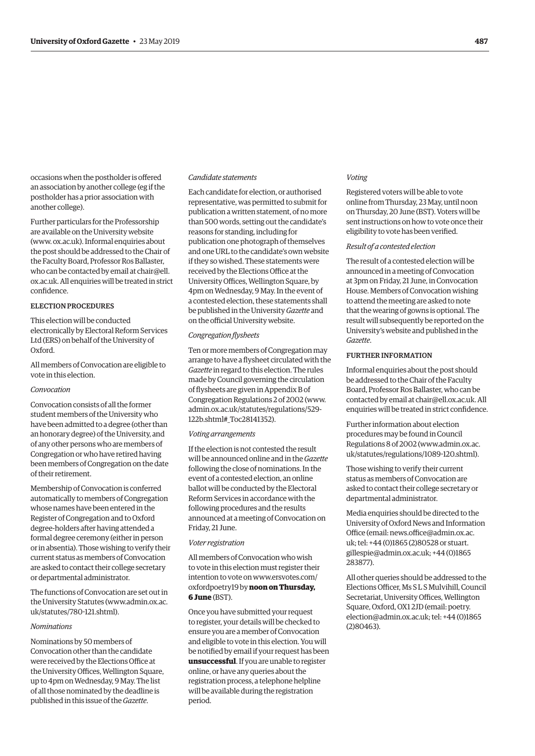occasions when the postholder is offered an association by another college (eg if the postholder has a prior association with another college).

Further particulars for the Professorship are available on the University website (www. ox.ac.uk). Informal enquiries about the post should be addressed to the Chair of the Faculty Board, Professor Ros Ballaster, who can be contacted by email at chair@ell. ox.ac.uk. All enquiries will be treated in strict confidence.

## ELECTION PROCEDURES

This election will be conducted electronically by Electoral Reform Services Ltd (ERS) on behalf of the University of Oxford.

All members of Convocation are eligible to vote in this election.

*Convocation*

Convocation consists of all the former student members of the University who have been admitted to a degree (other than an honorary degree) of the University, and of any other persons who are members of Congregation or who have retired having been members of Congregation on the date of their retirement.

Membership of Convocation is conferred automatically to members of Congregation whose names have been entered in the Register of Congregation and to Oxford degree-holders after having attended a formal degree ceremony (either in person or in absentia). Those wishing to verify their current status as members of Convocation are asked to contact their college secretary or departmental administrator.

The functions of Convocation are set out in the University Statutes (www.admin.ox.ac. uk/statutes/780-121.shtml).

*Nominations*

Nominations by 50 members of Convocation other than the candidate were received by the Elections Office at the University Offices, Wellington Square, up to 4pm on Wednesday, 9 May. The list of all those nominated by the deadline is published in this issue of the *Gazette*.

*Candidate statements*

Each candidate for election, or authorised representative, was permitted to submit for publication a written statement, of no more than 500 words, setting out the candidate's reasons for standing, including for publication one photograph of themselves and one URL to the candidate's own website if they so wished. These statements were received by the Elections Office at the University Offices, Wellington Square, by 4pm on Wednesday, 9 May. In the event of a contested election, these statements shall be published in the University *Gazette* and on the official University website.

*Congregation flysheets*

Ten or more members of Congregation may arrange to have a flysheet circulated with the *Gazette* in regard to this election. The rules made by Council governing the circulation of flysheets are given in Appendix B of Congregation Regulations 2 of 2002 (www. admin.ox.ac.uk/statutes/regulations/529-122b.shtml#_Toc28141352).

*Voting arrangements*

If the election is not contested the result will be announced online and in the *Gazette* following the close of nominations. In the event of a contested election, an online ballot will be conducted by the Electoral Reform Services in accordance with the following procedures and the results announced at a meeting of Convocation on Friday, 21 June.

*Voter registration*

All members of Convocation who wish to vote in this election must register their intention to vote on www.ersvotes.com/ oxfordpoetry19 by **noon on Thursday, 6 June** (BST).

Once you have submitted your request to register, your details will be checked to ensure you are a member of Convocation and eligible to vote in this election. You will be notified by email if your request has been **unsuccessful**. If you are unable to register online, or have any queries about the registration process, a telephone helpline will be available during the registration period.

*Voting*

Registered voters will be able to vote online from Thursday, 23 May, until noon on Thursday, 20 June (BST). Voters will be sent instructions on how to vote once their eligibility to vote has been verified.

*Result of a contested election*

The result of a contested election will be announced in a meeting of Convocation at 3pm on Friday, 21 June, in Convocation House. Members of Convocation wishing to attend the meeting are asked to note that the wearing of gowns is optional. The result will subsequently be reported on the University's website and published in the *Gazette*.

## FURTHER INFORMATION

Informal enquiries about the post should be addressed to the Chair of the Faculty Board, Professor Ros Ballaster, who can be contacted by email at chair@ell.ox.ac.uk. All enquiries will be treated in strict confidence.

Further information about election procedures may be found in Council Regulations 8 of 2002 (www.admin.ox.ac. uk/statutes/regulations/1089-120.shtml).

Those wishing to verify their current status as members of Convocation are asked to contact their college secretary or departmental administrator.

Media enquiries should be directed to the University of Oxford News and Information Office (email: news.office@admin.ox.ac. uk; tel: +44 (0)1865 (2)80528 or stuart. gillespie@admin.ox.ac.uk; +44 (0)1865 283877).

All other queries should be addressed to the Elections Officer, Ms S L S Mulvihill, Council Secretariat, University Offices, Wellington Square, Oxford, OX1 2JD (email: poetry. election@admin.ox.ac.uk; tel: +44 (0)1865 (2)80463).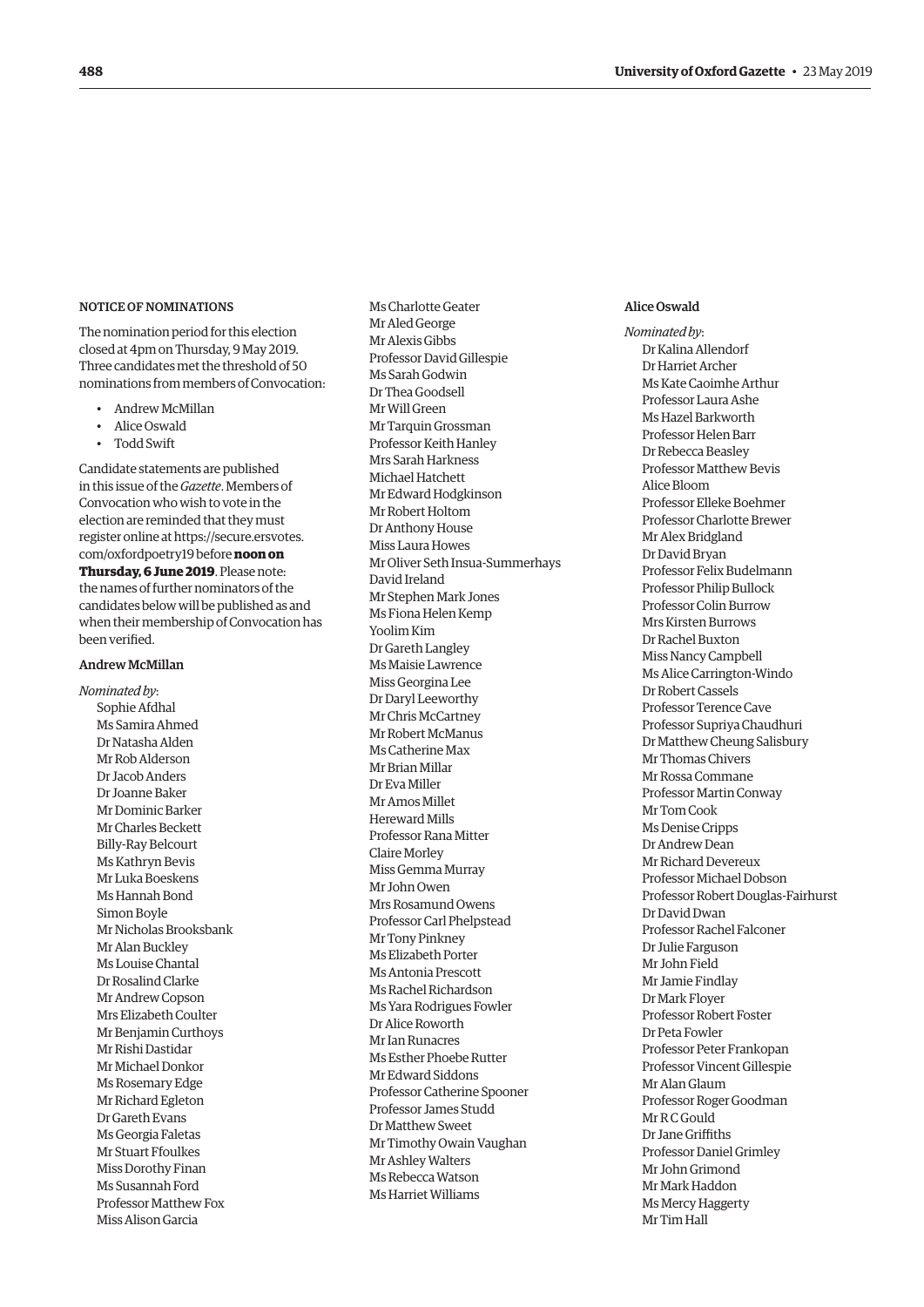### NOTICE OF NOMINATIONS

The nomination period for this election closed at 4pm on Thursday, 9 May 2019. Three candidates met the threshold of 50 nominations from members of Convocation:

- Andrew McMillan
- Alice Oswald
- Todd Swift

Candidate statements are published in this issue of the *Gazette*. Members of Convocation who wish to vote in the election are reminded that they must register online at https://secure.ersvotes.com/oxfordpoetry19 before **noon on Thursday, 6 June 2019**. Please note: the names of further nominators of the candidates below will be published as and when their membership of Convocation has been verified.

#### Andrew McMillan

*Nominated by*:

Sophie Afdhal
Ms Samira Ahmed
Dr Natasha Alden
Mr Rob Alderson
Dr Jacob Anders
Dr Joanne Baker
Mr Dominic Barker
Mr Charles Beckett
Billy-Ray Belcourt
Ms Kathryn Bevis
Mr Luka Boeskens
Ms Hannah Bond
Simon Boyle
Mr Nicholas Brooksbank
Mr Alan Buckley
Ms Louise Chantal
Dr Rosalind Clarke
Mr Andrew Copson
Mrs Elizabeth Coulter
Mr Benjamin Curthoys
Mr Rishi Dastidar
Mr Michael Donkor
Ms Rosemary Edge
Mr Richard Egleton
Dr Gareth Evans
Ms Georgia Faletas
Mr Stuart Ffoulkes
Miss Dorothy Finan
Ms Susannah Ford
Professor Matthew Fox
Miss Alison Garcia
Ms Charlotte Geater
Mr Aled George
Mr Alexis Gibbs
Professor David Gillespie
Ms Sarah Godwin
Dr Thea Goodsell
Mr Will Green
Mr Tarquin Grossman
Professor Keith Hanley
Mrs Sarah Harkness
Michael Hatchett
Mr Edward Hodgkinson
Mr Robert Holtom
Dr Anthony House
Miss Laura Howes
Mr Oliver Seth Insua-Summerhays
David Ireland
Mr Stephen Mark Jones
Ms Fiona Helen Kemp
Yoolim Kim
Dr Gareth Langley
Ms Maisie Lawrence
Miss Georgina Lee
Dr Daryl Leeworthy
Mr Chris McCartney
Mr Robert McManus
Ms Catherine Max
Mr Brian Millar
Dr Eva Miller
Mr Amos Millet
Hereward Mills
Professor Rana Mitter
Claire Morley
Miss Gemma Murray
Mr John Owen
Mrs Rosamund Owens
Professor Carl Phelpstead
Mr Tony Pinkney
Ms Elizabeth Porter
Ms Antonia Prescott
Ms Rachel Richardson
Ms Yara Rodrigues Fowler
Dr Alice Roworth
Mr Ian Runacres
Ms Esther Phoebe Rutter
Mr Edward Siddons
Professor Catherine Spooner
Professor James Studd
Dr Matthew Sweet
Mr Timothy Owain Vaughan
Mr Ashley Walters
Ms Rebecca Watson
Ms Harriet Williams

#### Alice Oswald

*Nominated by*:

Dr Kalina Allendorf
Dr Harriet Archer
Ms Kate Caoimhe Arthur
Professor Laura Ashe
Ms Hazel Barkworth
Professor Helen Barr
Dr Rebecca Beasley
Professor Matthew Bevis
Alice Bloom
Professor Elleke Boehmer
Professor Charlotte Brewer
Mr Alex Bridgland
Dr David Bryan
Professor Felix Budelmann
Professor Philip Bullock
Professor Colin Burrow
Mrs Kirsten Burrows
Dr Rachel Buxton
Miss Nancy Campbell
Ms Alice Carrington-Windo
Dr Robert Cassels
Professor Terence Cave
Professor Supriya Chaudhuri
Dr Matthew Cheung Salisbury
Mr Thomas Chivers
Mr Rossa Commane
Professor Martin Conway
Mr Tom Cook
Ms Denise Cripps
Dr Andrew Dean
Mr Richard Devereux
Professor Michael Dobson
Professor Robert Douglas-Fairhurst
Dr David Dwan
Professor Rachel Falconer
Dr Julie Farguson
Mr John Field
Mr Jamie Findlay
Dr Mark Floyer
Professor Robert Foster
Dr Peta Fowler
Professor Peter Frankopan
Professor Vincent Gillespie
Mr Alan Glaum
Professor Roger Goodman
Mr R C Gould
Dr Jane Griffiths
Professor Daniel Grimley
Mr John Grimond
Mr Mark Haddon
Ms Mercy Haggerty
Mr Tim Hall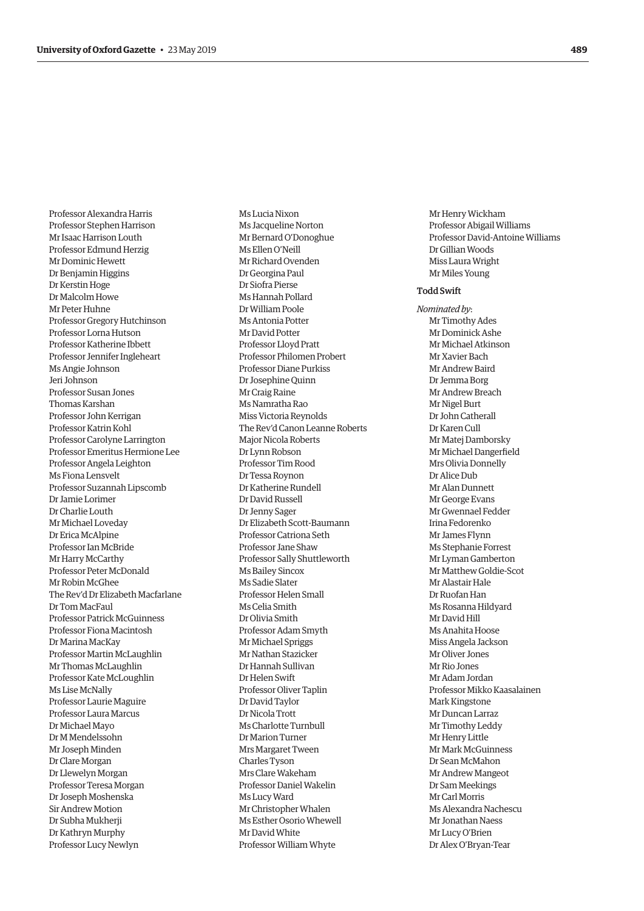Professor Alexandra Harris
Professor Stephen Harrison
Mr Isaac Harrison Louth
Professor Edmund Herzig
Mr Dominic Hewett
Dr Benjamin Higgins
Dr Kerstin Hoge
Dr Malcolm Howe
Mr Peter Huhne
Professor Gregory Hutchinson
Professor Lorna Hutson
Professor Katherine Ibbett
Professor Jennifer Ingleheart
Ms Angie Johnson
Jeri Johnson
Professor Susan Jones
Thomas Karshan
Professor John Kerrigan
Professor Katrin Kohl
Professor Carolyne Larrington
Professor Emeritus Hermione Lee
Professor Angela Leighton
Ms Fiona Lensvelt
Professor Suzannah Lipscomb
Dr Jamie Lorimer
Dr Charlie Louth
Mr Michael Loveday
Dr Erica McAlpine
Professor Ian McBride
Mr Harry McCarthy
Professor Peter McDonald
Mr Robin McGhee
The Rev'd Dr Elizabeth Macfarlane
Dr Tom MacFaul
Professor Patrick McGuinness
Professor Fiona Macintosh
Dr Marina MacKay
Professor Martin McLaughlin
Mr Thomas McLaughlin
Professor Kate McLoughlin
Ms Lise McNally
Professor Laurie Maguire
Professor Laura Marcus
Dr Michael Mayo
Dr M Mendelssohn
Mr Joseph Minden
Dr Clare Morgan
Dr Llewelyn Morgan
Professor Teresa Morgan
Dr Joseph Moshenska
Sir Andrew Motion
Dr Subha Mukherji
Dr Kathryn Murphy
Professor Lucy Newlyn
Ms Lucia Nixon
Ms Jacqueline Norton
Mr Bernard O'Donoghue
Ms Ellen O'Neill
Mr Richard Ovenden
Dr Georgina Paul
Dr Siofra Pierse
Ms Hannah Pollard
Dr William Poole
Ms Antonia Potter
Mr David Potter
Professor Lloyd Pratt
Professor Philomen Probert
Professor Diane Purkiss
Dr Josephine Quinn
Mr Craig Raine
Ms Namratha Rao
Miss Victoria Reynolds
The Rev'd Canon Leanne Roberts
Major Nicola Roberts
Dr Lynn Robson
Professor Tim Rood
Dr Tessa Roynon
Dr Katherine Rundell
Dr David Russell
Dr Jenny Sager
Dr Elizabeth Scott-Baumann
Professor Catriona Seth
Professor Jane Shaw
Professor Sally Shuttleworth
Ms Bailey Sincox
Ms Sadie Slater
Professor Helen Small
Ms Celia Smith
Dr Olivia Smith
Professor Adam Smyth
Mr Michael Spriggs
Mr Nathan Stazicker
Dr Hannah Sullivan
Dr Helen Swift
Professor Oliver Taplin
Dr David Taylor
Dr Nicola Trott
Ms Charlotte Turnbull
Dr Marion Turner
Mrs Margaret Tween
Charles Tyson
Mrs Clare Wakeham
Professor Daniel Wakelin
Ms Lucy Ward
Mr Christopher Whalen
Ms Esther Osorio Whewell
Mr David White
Professor William Whyte
Mr Henry Wickham
Professor Abigail Williams
Professor David-Antoine Williams
Dr Gillian Woods
Miss Laura Wright
Mr Miles Young

### Todd Swift

*Nominated by*:

Mr Timothy Ades
Mr Dominick Ashe
Mr Michael Atkinson
Mr Xavier Bach
Mr Andrew Baird
Dr Jemma Borg
Mr Andrew Breach
Mr Nigel Burt
Dr John Catherall
Dr Karen Cull
Mr Matej Damborsky
Mr Michael Dangerfield
Mrs Olivia Donnelly
Dr Alice Dub
Mr Alan Dunnett
Mr George Evans
Mr Gwennael Fedder
Irina Fedorenko
Mr James Flynn
Ms Stephanie Forrest
Mr Lyman Gamberton
Mr Matthew Goldie-Scot
Mr Alastair Hale
Dr Ruofan Han
Ms Rosanna Hildyard
Mr David Hill
Ms Anahita Hoose
Miss Angela Jackson
Mr Oliver Jones
Mr Rio Jones
Mr Adam Jordan
Professor Mikko Kaasalainen
Mark Kingstone
Mr Duncan Larraz
Mr Timothy Leddy
Mr Henry Little
Mr Mark McGuinness
Dr Sean McMahon
Mr Andrew Mangeot
Dr Sam Meekings
Mr Carl Morris
Ms Alexandra Nachescu
Mr Jonathan Naess
Mr Lucy O'Brien
Dr Alex O'Bryan-Tear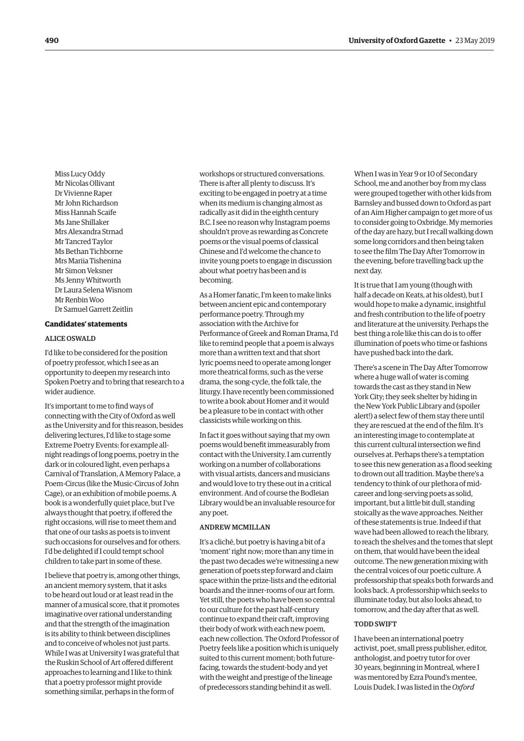Miss Lucy Oddy
Mr Nicolas Ollivant
Dr Vivienne Raper
Mr John Richardson
Miss Hannah Scaife
Ms Jane Shillaker
Mrs Alexandra Strnad
Mr Tancred Taylor
Ms Bethan Tichborne
Mrs Mariia Tishenina
Mr Simon Veksner
Ms Jenny Whitworth
Dr Laura Selena Wisnom
Mr Renbin Woo
Dr Samuel Garrett Zeitlin

### Candidates' statements

#### ALICE OSWALD

I'd like to be considered for the position of poetry professor, which I see as an opportunity to deepen my research into Spoken Poetry and to bring that research to a wider audience.

It's important to me to find ways of connecting with the City of Oxford as well as the University and for this reason, besides delivering lectures, I'd like to stage some Extreme Poetry Events: for example all-night readings of long poems, poetry in the dark or in coloured light, even perhaps a Carnival of Translation, A Memory Palace, a Poem-Circus (like the Music-Circus of John Cage), or an exhibition of mobile poems. A book is a wonderfully quiet place, but I've always thought that poetry, if offered the right occasions, will rise to meet them and that one of our tasks as poets is to invent such occasions for ourselves and for others. I'd be delighted if I could tempt school children to take part in some of these.

I believe that poetry is, among other things, an ancient memory system, that it asks to be heard out loud or at least read in the manner of a musical score, that it promotes imaginative over rational understanding and that the strength of the imagination is its ability to think between disciplines and to conceive of wholes not just parts. While I was at University I was grateful that the Ruskin School of Art offered different approaches to learning and I like to think that a poetry professor might provide something similar, perhaps in the form of workshops or structured conversations. There is after all plenty to discuss. It's exciting to be engaged in poetry at a time when its medium is changing almost as radically as it did in the eighth century B.C. I see no reason why Instagram poems shouldn't prove as rewarding as Concrete poems or the visual poems of classical Chinese and I'd welcome the chance to invite young poets to engage in discussion about what poetry has been and is becoming.

As a Homer fanatic, I'm keen to make links between ancient epic and contemporary performance poetry. Through my association with the Archive for Performance of Greek and Roman Drama, I'd like to remind people that a poem is always more than a written text and that short lyric poems need to operate among longer more theatrical forms, such as the verse drama, the song-cycle, the folk tale, the liturgy. I have recently been commissioned to write a book about Homer and it would be a pleasure to be in contact with other classicists while working on this.

In fact it goes without saying that my own poems would benefit immeasurably from contact with the University. I am currently working on a number of collaborations with visual artists, dancers and musicians and would love to try these out in a critical environment. And of course the Bodleian Library would be an invaluable resource for any poet.

#### ANDREW MCMILLAN

It's a cliché, but poetry is having a bit of a 'moment' right now; more than any time in the past two decades we're witnessing a new generation of poets step forward and claim space within the prize-lists and the editorial boards and the inner-rooms of our art form. Yet still, the poets who have been so central to our culture for the past half-century continue to expand their craft, improving their body of work with each new poem, each new collection. The Oxford Professor of Poetry feels like a position which is uniquely suited to this current moment; both future-facing, towards the student-body and yet with the weight and prestige of the lineage of predecessors standing behind it as well.

When I was in Year 9 or 10 of Secondary School, me and another boy from my class were grouped together with other kids from Barnsley and bussed down to Oxford as part of an Aim Higher campaign to get more of us to consider going to Oxbridge. My memories of the day are hazy, but I recall walking down some long corridors and then being taken to see the film The Day After Tomorrow in the evening, before travelling back up the next day.

It is true that I am young (though with half a decade on Keats, at his oldest), but I would hope to make a dynamic, insightful and fresh contribution to the life of poetry and literature at the university. Perhaps the best thing a role like this can do is to offer illumination of poets who time or fashions have pushed back into the dark.

There's a scene in The Day After Tomorrow where a huge wall of water is coming towards the cast as they stand in New York City; they seek shelter by hiding in the New York Public Library and (spoiler alert!) a select few of them stay there until they are rescued at the end of the film. It's an interesting image to contemplate at this current cultural intersection we find ourselves at. Perhaps there's a temptation to see this new generation as a flood seeking to drown out all tradition. Maybe there's a tendency to think of our plethora of mid-career and long-serving poets as solid, important, but a little bit dull, standing stoically as the wave approaches. Neither of these statements is true. Indeed if that wave had been allowed to reach the library, to reach the shelves and the tomes that slept on them, that would have been the ideal outcome. The new generation mixing with the central voices of our poetic culture. A professorship that speaks both forwards and looks back. A professorship which seeks to illuminate today, but also looks ahead, to tomorrow, and the day after that as well.

#### TODD SWIFT

I have been an international poetry activist, poet, small press publisher, editor, anthologist, and poetry tutor for over 30 years, beginning in Montreal, where I was mentored by Ezra Pound's mentee, Louis Dudek. I was listed in the *Oxford*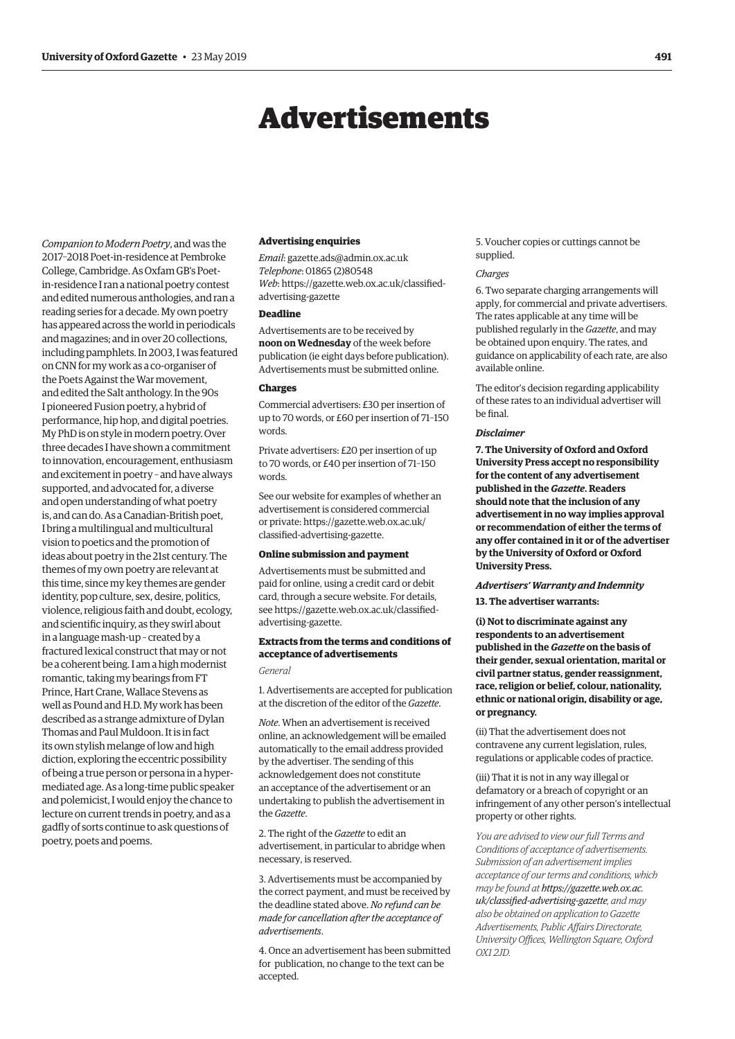# Advertisements

*Companion to Modern Poetry*, and was the 2017–2018 Poet-in-residence at Pembroke College, Cambridge. As Oxfam GB's Poet-in-residence I ran a national poetry contest and edited numerous anthologies, and ran a reading series for a decade. My own poetry has appeared across the world in periodicals and magazines; and in over 20 collections, including pamphlets. In 2003, I was featured on CNN for my work as a co-organiser of the Poets Against the War movement, and edited the Salt anthology. In the 90s I pioneered Fusion poetry, a hybrid of performance, hip hop, and digital poetries. My PhD is on style in modern poetry. Over three decades I have shown a commitment to innovation, encouragement, enthusiasm and excitement in poetry – and have always supported, and advocated for, a diverse and open understanding of what poetry is, and can do. As a Canadian-British poet, I bring a multilingual and multicultural vision to poetics and the promotion of ideas about poetry in the 21st century. The themes of my own poetry are relevant at this time, since my key themes are gender identity, pop culture, sex, desire, politics, violence, religious faith and doubt, ecology, and scientific inquiry, as they swirl about in a language mash-up – created by a fractured lexical construct that may or not be a coherent being. I am a high modernist romantic, taking my bearings from FT Prince, Hart Crane, Wallace Stevens as well as Pound and H.D. My work has been described as a strange admixture of Dylan Thomas and Paul Muldoon. It is in fact its own stylish melange of low and high diction, exploring the eccentric possibility of being a true person or persona in a hyper-mediated age. As a long-time public speaker and polemicist, I would enjoy the chance to lecture on current trends in poetry, and as a gadfly of sorts continue to ask questions of poetry, poets and poems.

#### Advertising enquiries

*Email*: gazette.ads@admin.ox.ac.uk
*Telephone*: 01865 (2)80548
*Web*: https://gazette.web.ox.ac.uk/classified-advertising-gazette

#### Deadline

Advertisements are to be received by **noon on Wednesday** of the week before publication (ie eight days before publication). Advertisements must be submitted online.

#### Charges

Commercial advertisers: £30 per insertion of up to 70 words, or £60 per insertion of 71–150 words.

Private advertisers: £20 per insertion of up to 70 words, or £40 per insertion of 71–150 words.

See our website for examples of whether an advertisement is considered commercial or private: https://gazette.web.ox.ac.uk/classified-advertising-gazette.

#### Online submission and payment

Advertisements must be submitted and paid for online, using a credit card or debit card, through a secure website. For details, see https://gazette.web.ox.ac.uk/classified-advertising-gazette.

#### Extracts from the terms and conditions of acceptance of advertisements

*General*

1. Advertisements are accepted for publication at the discretion of the editor of the *Gazette*.

*Note*. When an advertisement is received online, an acknowledgement will be emailed automatically to the email address provided by the advertiser. The sending of this acknowledgement does not constitute an acceptance of the advertisement or an undertaking to publish the advertisement in the *Gazette*.

2. The right of the *Gazette* to edit an advertisement, in particular to abridge when necessary, is reserved.

3. Advertisements must be accompanied by the correct payment, and must be received by the deadline stated above. *No refund can be made for cancellation after the acceptance of advertisements*.

4. Once an advertisement has been submitted for publication, no change to the text can be accepted.

5. Voucher copies or cuttings cannot be supplied.

*Charges*

6. Two separate charging arrangements will apply, for commercial and private advertisers. The rates applicable at any time will be published regularly in the *Gazette*, and may be obtained upon enquiry. The rates, and guidance on applicability of each rate, are also available online.

The editor's decision regarding applicability of these rates to an individual advertiser will be final.

***Disclaimer***

**7. The University of Oxford and Oxford University Press accept no responsibility for the content of any advertisement published in the *Gazette*. Readers should note that the inclusion of any advertisement in no way implies approval or recommendation of either the terms of any offer contained in it or of the advertiser by the University of Oxford or Oxford University Press.**

***Advertisers' Warranty and Indemnity***

**13. The advertiser warrants:**

**(i) Not to discriminate against any respondents to an advertisement published in the *Gazette* on the basis of their gender, sexual orientation, marital or civil partner status, gender reassignment, race, religion or belief, colour, nationality, ethnic or national origin, disability or age, or pregnancy.**

(ii) That the advertisement does not contravene any current legislation, rules, regulations or applicable codes of practice.

(iii) That it is not in any way illegal or defamatory or a breach of copyright or an infringement of any other person's intellectual property or other rights.

*You are advised to view our full Terms and Conditions of acceptance of advertisements. Submission of an advertisement implies acceptance of our terms and conditions, which may be found at **https://gazette.web.ox.ac.uk/classified-advertising-gazette**, and may also be obtained on application to Gazette Advertisements, Public Affairs Directorate, University Offices, Wellington Square, Oxford OX1 2JD.*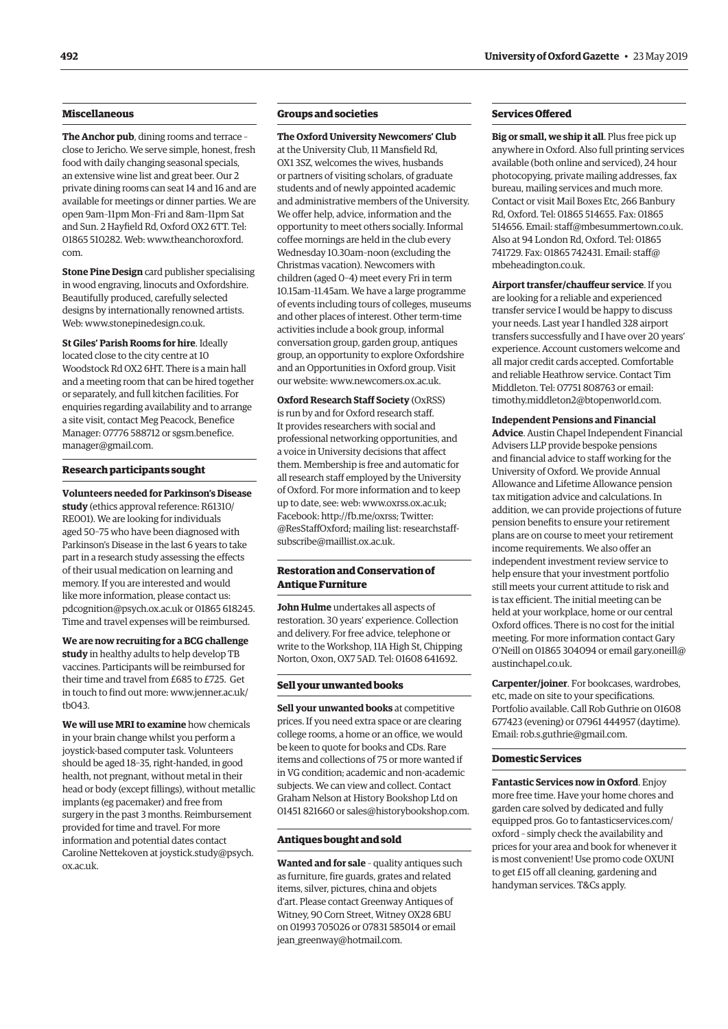## Miscellaneous

**The Anchor pub**, dining rooms and terrace – close to Jericho. We serve simple, honest, fresh food with daily changing seasonal specials, an extensive wine list and great beer. Our 2 private dining rooms can seat 14 and 16 and are available for meetings or dinner parties. We are open 9am–11pm Mon–Fri and 8am–11pm Sat and Sun. 2 Hayfield Rd, Oxford OX2 6TT. Tel: 01865 510282. Web: www.theanchoroxford.com.

**Stone Pine Design** card publisher specialising in wood engraving, linocuts and Oxfordshire. Beautifully produced, carefully selected designs by internationally renowned artists. Web: www.stonepinedesign.co.uk.

**St Giles' Parish Rooms for hire**. Ideally located close to the city centre at 10 Woodstock Rd OX2 6HT. There is a main hall and a meeting room that can be hired together or separately, and full kitchen facilities. For enquiries regarding availability and to arrange a site visit, contact Meg Peacock, Benefice Manager: 07776 588712 or sgsm.benefice.manager@gmail.com.

## Research participants sought

**Volunteers needed for Parkinson's Disease study** (ethics approval reference: R61310/RE001). We are looking for individuals aged 50–75 who have been diagnosed with Parkinson's Disease in the last 6 years to take part in a research study assessing the effects of their usual medication on learning and memory. If you are interested and would like more information, please contact us: pdcognition@psych.ox.ac.uk or 01865 618245. Time and travel expenses will be reimbursed.

**We are now recruiting for a BCG challenge study** in healthy adults to help develop TB vaccines. Participants will be reimbursed for their time and travel from £685 to £725. Get in touch to find out more: www.jenner.ac.uk/tb043.

**We will use MRI to examine** how chemicals in your brain change whilst you perform a joystick-based computer task. Volunteers should be aged 18–35, right-handed, in good health, not pregnant, without metal in their head or body (except fillings), without metallic implants (eg pacemaker) and free from surgery in the past 3 months. Reimbursement provided for time and travel. For more information and potential dates contact Caroline Nettekoven at joystick.study@psych.ox.ac.uk.

## Groups and societies

**The Oxford University Newcomers' Club** at the University Club, 11 Mansfield Rd, OX1 3SZ, welcomes the wives, husbands or partners of visiting scholars, of graduate students and of newly appointed academic and administrative members of the University. We offer help, advice, information and the opportunity to meet others socially. Informal coffee mornings are held in the club every Wednesday 10.30am–noon (excluding the Christmas vacation). Newcomers with children (aged 0–4) meet every Fri in term 10.15am–11.45am. We have a large programme of events including tours of colleges, museums and other places of interest. Other term-time activities include a book group, informal conversation group, garden group, antiques group, an opportunity to explore Oxfordshire and an Opportunities in Oxford group. Visit our website: www.newcomers.ox.ac.uk.

**Oxford Research Staff Society** (OxRSS) is run by and for Oxford research staff. It provides researchers with social and professional networking opportunities, and a voice in University decisions that affect them. Membership is free and automatic for all research staff employed by the University of Oxford. For more information and to keep up to date, see: web: www.oxrss.ox.ac.uk; Facebook: http://fb.me/oxrss; Twitter: @ResStaffOxford; mailing list: researchstaff-subscribe@maillist.ox.ac.uk.

## Restoration and Conservation of Antique Furniture

**John Hulme** undertakes all aspects of restoration. 30 years' experience. Collection and delivery. For free advice, telephone or write to the Workshop, 11A High St, Chipping Norton, Oxon, OX7 5AD. Tel: 01608 641692.

## Sell your unwanted books

**Sell your unwanted books** at competitive prices. If you need extra space or are clearing college rooms, a home or an office, we would be keen to quote for books and CDs. Rare items and collections of 75 or more wanted if in VG condition; academic and non-academic subjects. We can view and collect. Contact Graham Nelson at History Bookshop Ltd on 01451 821660 or sales@historybookshop.com.

## Antiques bought and sold

**Wanted and for sale** – quality antiques such as furniture, fire guards, grates and related items, silver, pictures, china and objets d'art. Please contact Greenway Antiques of Witney, 90 Corn Street, Witney OX28 6BU on 01993 705026 or 07831 585014 or email jean_greenway@hotmail.com.

## Services Offered

**Big or small, we ship it all**. Plus free pick up anywhere in Oxford. Also full printing services available (both online and serviced), 24 hour photocopying, private mailing addresses, fax bureau, mailing services and much more. Contact or visit Mail Boxes Etc, 266 Banbury Rd, Oxford. Tel: 01865 514655. Fax: 01865 514656. Email: staff@mbesummertown.co.uk. Also at 94 London Rd, Oxford. Tel: 01865 741729. Fax: 01865 742431. Email: staff@mbeheadington.co.uk.

**Airport transfer/chauffeur service**. If you are looking for a reliable and experienced transfer service I would be happy to discuss your needs. Last year I handled 328 airport transfers successfully and I have over 20 years' experience. Account customers welcome and all major credit cards accepted. Comfortable and reliable Heathrow service. Contact Tim Middleton. Tel: 07751 808763 or email: timothy.middleton2@btopenworld.com.

**Independent Pensions and Financial Advice**. Austin Chapel Independent Financial Advisers LLP provide bespoke pensions and financial advice to staff working for the University of Oxford. We provide Annual Allowance and Lifetime Allowance pension tax mitigation advice and calculations. In addition, we can provide projections of future pension benefits to ensure your retirement plans are on course to meet your retirement income requirements. We also offer an independent investment review service to help ensure that your investment portfolio still meets your current attitude to risk and is tax efficient. The initial meeting can be held at your workplace, home or our central Oxford offices. There is no cost for the initial meeting. For more information contact Gary O'Neill on 01865 304094 or email gary.oneill@austinchapel.co.uk.

**Carpenter/joiner**. For bookcases, wardrobes, etc, made on site to your specifications. Portfolio available. Call Rob Guthrie on 01608 677423 (evening) or 07961 444957 (daytime). Email: rob.s.guthrie@gmail.com.

## Domestic Services

**Fantastic Services now in Oxford**. Enjoy more free time. Have your home chores and garden care solved by dedicated and fully equipped pros. Go to fantasticservices.com/oxford – simply check the availability and prices for your area and book for whenever it is most convenient! Use promo code OXUNI to get £15 off all cleaning, gardening and handyman services. T&Cs apply.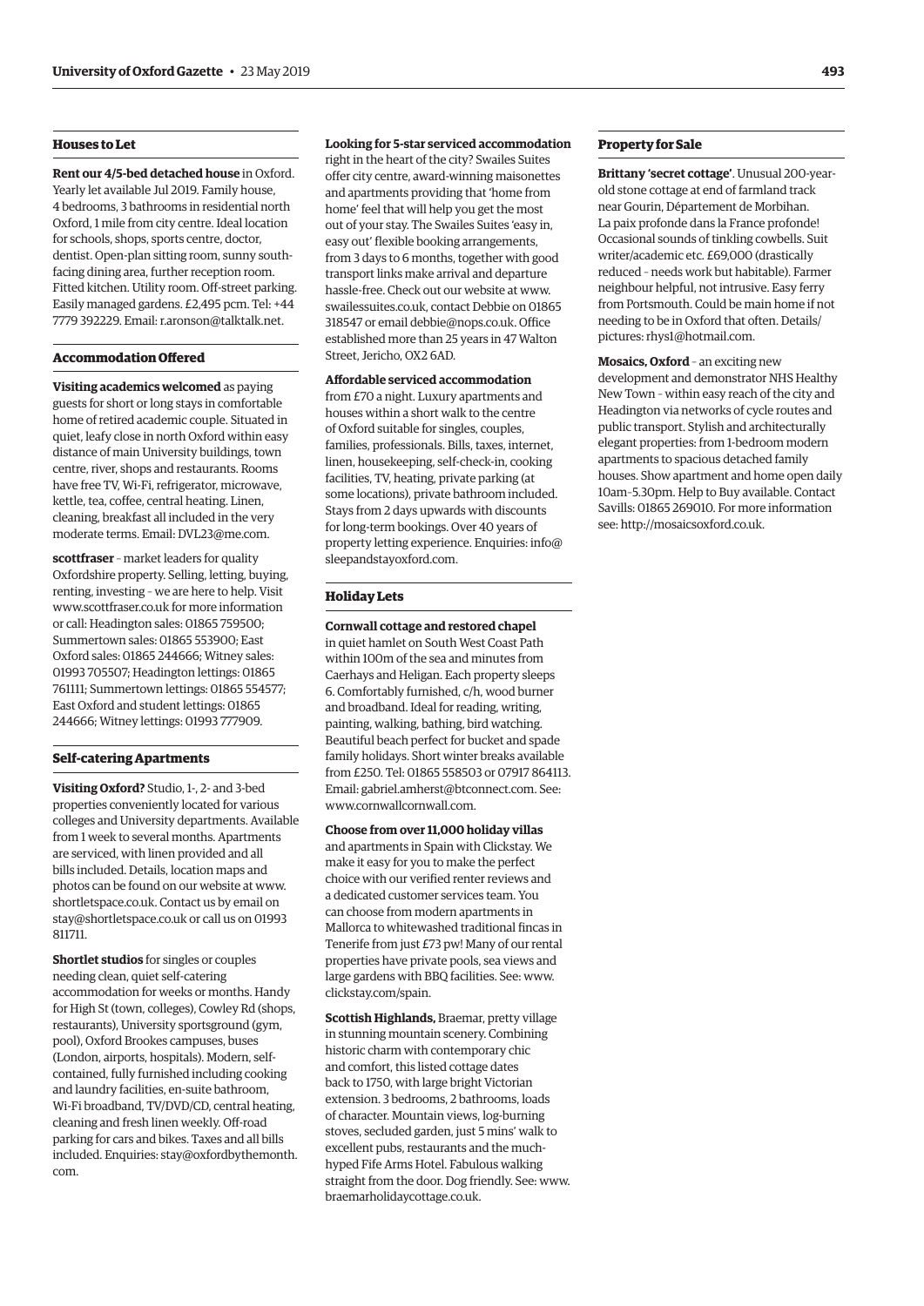## Houses to Let

**Rent our 4/5-bed detached house** in Oxford. Yearly let available Jul 2019. Family house, 4 bedrooms, 3 bathrooms in residential north Oxford, 1 mile from city centre. Ideal location for schools, shops, sports centre, doctor, dentist. Open-plan sitting room, sunny south-facing dining area, further reception room. Fitted kitchen. Utility room. Off-street parking. Easily managed gardens. £2,495 pcm. Tel: +44 7779 392229. Email: r.aronson@talktalk.net.

## Accommodation Offered

**Visiting academics welcomed** as paying guests for short or long stays in comfortable home of retired academic couple. Situated in quiet, leafy close in north Oxford within easy distance of main University buildings, town centre, river, shops and restaurants. Rooms have free TV, Wi-Fi, refrigerator, microwave, kettle, tea, coffee, central heating. Linen, cleaning, breakfast all included in the very moderate terms. Email: DVL23@me.com.

**scottfraser** – market leaders for quality Oxfordshire property. Selling, letting, buying, renting, investing – we are here to help. Visit www.scottfraser.co.uk for more information or call: Headington sales: 01865 759500; Summertown sales: 01865 553900; East Oxford sales: 01865 244666; Witney sales: 01993 705507; Headington lettings: 01865 761111; Summertown lettings: 01865 554577; East Oxford and student lettings: 01865 244666; Witney lettings: 01993 777909.

## Self-catering Apartments

**Visiting Oxford?** Studio, 1-, 2- and 3-bed properties conveniently located for various colleges and University departments. Available from 1 week to several months. Apartments are serviced, with linen provided and all bills included. Details, location maps and photos can be found on our website at www.shortletspace.co.uk. Contact us by email on stay@shortletspace.co.uk or call us on 01993 811711.

**Shortlet studios** for singles or couples needing clean, quiet self-catering accommodation for weeks or months. Handy for High St (town, colleges), Cowley Rd (shops, restaurants), University sportsground (gym, pool), Oxford Brookes campuses, buses (London, airports, hospitals). Modern, self-contained, fully furnished including cooking and laundry facilities, en-suite bathroom, Wi-Fi broadband, TV/DVD/CD, central heating, cleaning and fresh linen weekly. Off-road parking for cars and bikes. Taxes and all bills included. Enquiries: stay@oxfordbythemonth.com.

**Looking for 5-star serviced accommodation** right in the heart of the city? Swailes Suites offer city centre, award-winning maisonettes and apartments providing that 'home from home' feel that will help you get the most out of your stay. The Swailes Suites 'easy in, easy out' flexible booking arrangements, from 3 days to 6 months, together with good transport links make arrival and departure hassle-free. Check out our website at www.swailessuites.co.uk, contact Debbie on 01865 318547 or email debbie@nops.co.uk. Office established more than 25 years in 47 Walton Street, Jericho, OX2 6AD.

**Affordable serviced accommodation** from £70 a night. Luxury apartments and houses within a short walk to the centre of Oxford suitable for singles, couples, families, professionals. Bills, taxes, internet, linen, housekeeping, self-check-in, cooking facilities, TV, heating, private parking (at some locations), private bathroom included. Stays from 2 days upwards with discounts for long-term bookings. Over 40 years of property letting experience. Enquiries: info@sleepandstayoxford.com.

## Holiday Lets

**Cornwall cottage and restored chapel** in quiet hamlet on South West Coast Path within 100m of the sea and minutes from Caerhays and Heligan. Each property sleeps 6. Comfortably furnished, c/h, wood burner and broadband. Ideal for reading, writing, painting, walking, bathing, bird watching. Beautiful beach perfect for bucket and spade family holidays. Short winter breaks available from £250. Tel: 01865 558503 or 07917 864113. Email: gabriel.amherst@btconnect.com. See: www.cornwallcornwall.com.

**Choose from over 11,000 holiday villas** and apartments in Spain with Clickstay. We make it easy for you to make the perfect choice with our verified renter reviews and a dedicated customer services team. You can choose from modern apartments in Mallorca to whitewashed traditional fincas in Tenerife from just £73 pw! Many of our rental properties have private pools, sea views and large gardens with BBQ facilities. See: www.clickstay.com/spain.

**Scottish Highlands,** Braemar, pretty village in stunning mountain scenery. Combining historic charm with contemporary chic and comfort, this listed cottage dates back to 1750, with large bright Victorian extension. 3 bedrooms, 2 bathrooms, loads of character. Mountain views, log-burning stoves, secluded garden, just 5 mins' walk to excellent pubs, restaurants and the much-hyped Fife Arms Hotel. Fabulous walking straight from the door. Dog friendly. See: www.braemarholidaycottage.co.uk.

## Property for Sale

**Brittany 'secret cottage'**. Unusual 200-year-old stone cottage at end of farmland track near Gourin, Département de Morbihan. La paix profonde dans la France profonde! Occasional sounds of tinkling cowbells. Suit writer/academic etc. £69,000 (drastically reduced – needs work but habitable). Farmer neighbour helpful, not intrusive. Easy ferry from Portsmouth. Could be main home if not needing to be in Oxford that often. Details/pictures: rhys1@hotmail.com.

**Mosaics, Oxford** – an exciting new development and demonstrator NHS Healthy New Town – within easy reach of the city and Headington via networks of cycle routes and public transport. Stylish and architecturally elegant properties: from 1-bedroom modern apartments to spacious detached family houses. Show apartment and home open daily 10am–5.30pm. Help to Buy available. Contact Savills: 01865 269010. For more information see: http://mosaicsoxford.co.uk.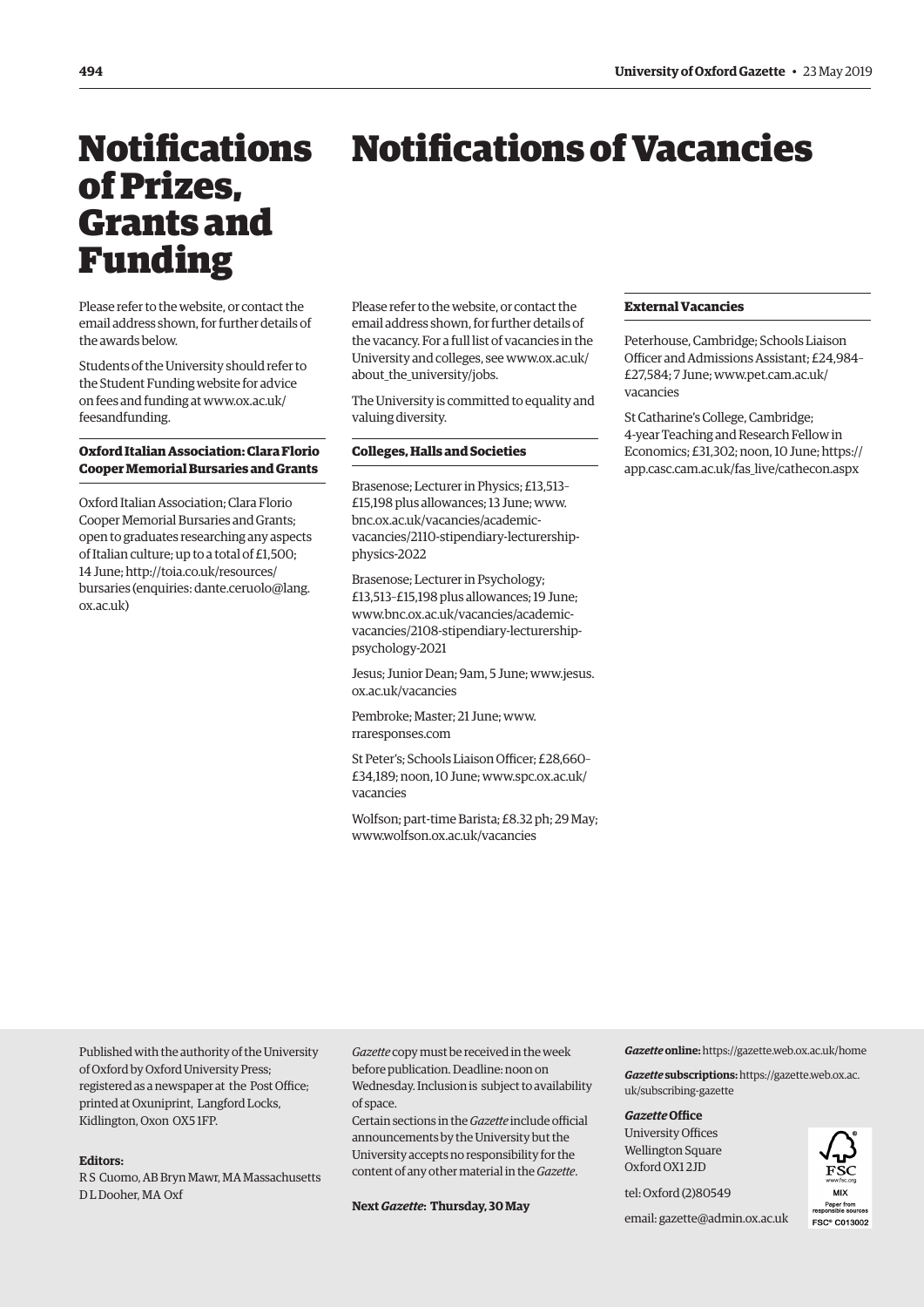# Notifications of Prizes, Grants and Funding

Please refer to the website, or contact the email address shown, for further details of the awards below.

Students of the University should refer to the Student Funding website for advice on fees and funding at www.ox.ac.uk/feesandfunding.

### Oxford Italian Association: Clara Florio Cooper Memorial Bursaries and Grants

Oxford Italian Association; Clara Florio Cooper Memorial Bursaries and Grants; open to graduates researching any aspects of Italian culture; up to a total of £1,500; 14 June; http://toia.co.uk/resources/bursaries (enquiries: dante.ceruolo@lang.ox.ac.uk)

# Notifications of Vacancies

Please refer to the website, or contact the email address shown, for further details of the vacancy. For a full list of vacancies in the University and colleges, see www.ox.ac.uk/about_the_university/jobs.

The University is committed to equality and valuing diversity.

### Colleges, Halls and Societies

Brasenose; Lecturer in Physics; £13,513–£15,198 plus allowances; 13 June; www.bnc.ox.ac.uk/vacancies/academic-vacancies/2110-stipendiary-lecturership-physics-2022

Brasenose; Lecturer in Psychology; £13,513–£15,198 plus allowances; 19 June; www.bnc.ox.ac.uk/vacancies/academic-vacancies/2108-stipendiary-lecturership-psychology-2021

Jesus; Junior Dean; 9am, 5 June; www.jesus.ox.ac.uk/vacancies

Pembroke; Master; 21 June; www.rraresponses.com

St Peter's; Schools Liaison Officer; £28,660–£34,189; noon, 10 June; www.spc.ox.ac.uk/vacancies

Wolfson; part-time Barista; £8.32 ph; 29 May; www.wolfson.ox.ac.uk/vacancies

### External Vacancies

Peterhouse, Cambridge; Schools Liaison Officer and Admissions Assistant; £24,984–£27,584; 7 June; www.pet.cam.ac.uk/vacancies

St Catharine's College, Cambridge; 4-year Teaching and Research Fellow in Economics; £31,302; noon, 10 June; https://app.casc.cam.ac.uk/fas_live/cathecon.aspx

---

Published with the authority of the University of Oxford by Oxford University Press; registered as a newspaper at the Post Office; printed at Oxuniprint, Langford Locks, Kidlington, Oxon OX5 1FP.

**Editors:**
R S Cuomo, AB Bryn Mawr, MA Massachusetts
D L Dooher, MA Oxf

*Gazette* copy must be received in the week before publication. Deadline: noon on Wednesday. Inclusion is subject to availability of space.
Certain sections in the *Gazette* include official announcements by the University but the University accepts no responsibility for the content of any other material in the *Gazette*.

**Next *Gazette*: Thursday, 30 May**

***Gazette* online:** https://gazette.web.ox.ac.uk/home

***Gazette* subscriptions:** https://gazette.web.ox.ac.uk/subscribing-gazette

***Gazette* Office**
University Offices
Wellington Square
Oxford OX1 2JD

tel: Oxford (2)80549

email: gazette@admin.ox.ac.uk

FSC www.fsc.org MIX Paper from responsible sources FSC® C013002